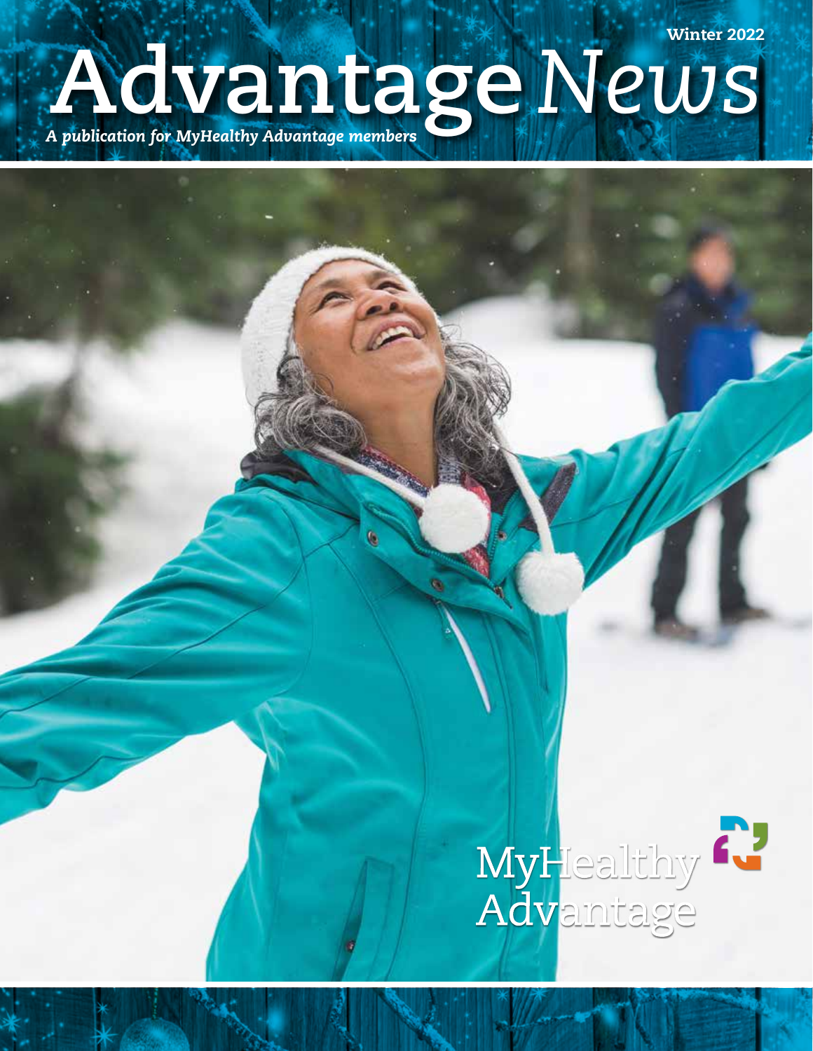Winter 2022

# Advantage*News*

***A publication for MyHealthy Advantage members***

MyHealthy Advantage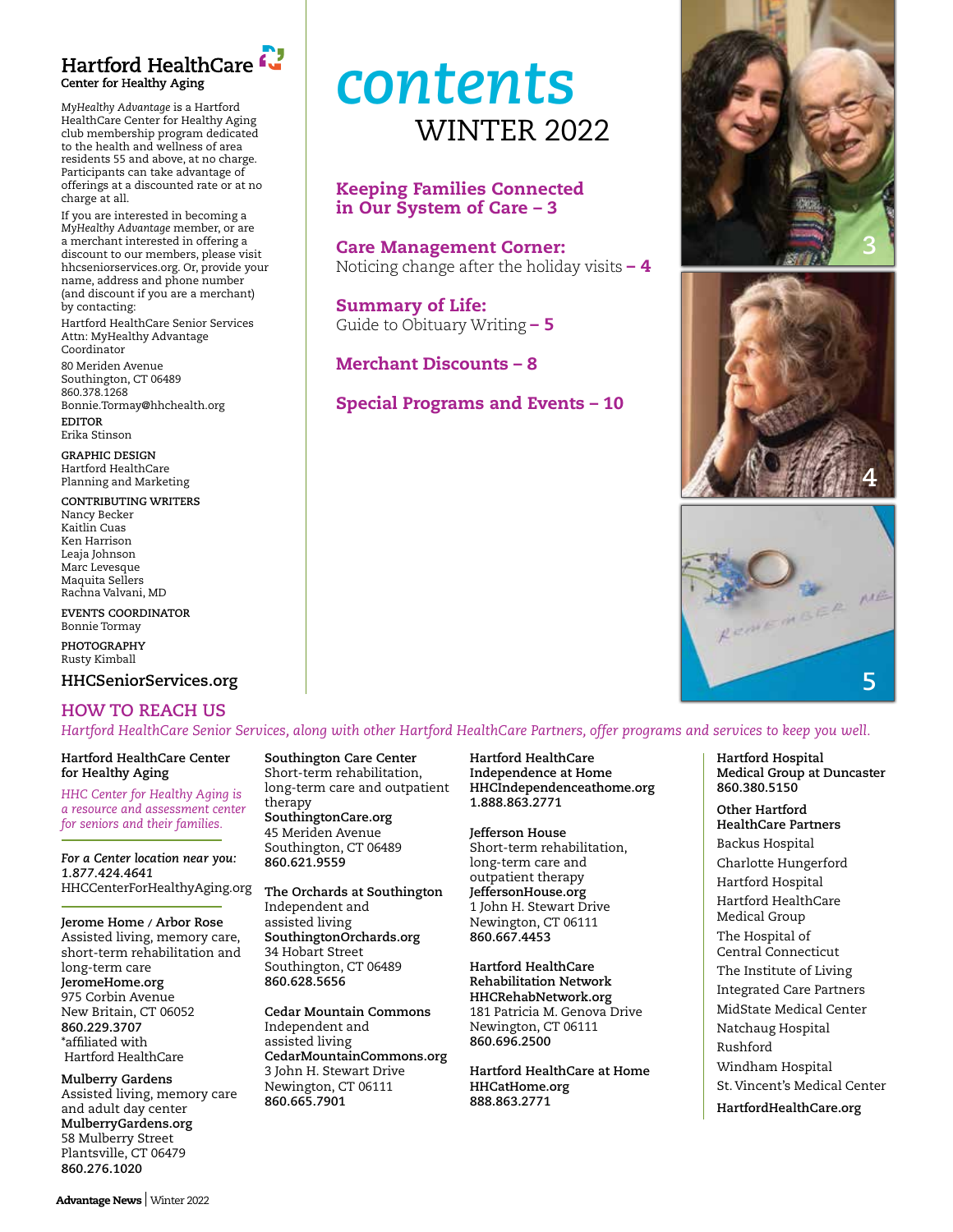# Hartford HealthCare

**Center for Healthy Aging**

*MyHealthy Advantage* is a Hartford HealthCare Center for Healthy Aging club membership program dedicated to the health and wellness of area residents 55 and above, at no charge. Participants can take advantage of offerings at a discounted rate or at no charge at all.

If you are interested in becoming a *MyHealthy Advantage* member, or are a merchant interested in offering a discount to our members, please visit hhcseniorservices.org. Or, provide your name, address and phone number (and discount if you are a merchant) by contacting:

Hartford HealthCare Senior Services
Attn: MyHealthy Advantage Coordinator

80 Meriden Avenue
Southington, CT 06489
860.378.1268
Bonnie.Tormay@hhchealth.org

**EDITOR**
Erika Stinson

**GRAPHIC DESIGN**
Hartford HealthCare Planning and Marketing

**CONTRIBUTING WRITERS**
Nancy Becker
Kaitlin Cuas
Ken Harrison
Leaja Johnson
Marc Levesque
Maquita Sellers
Rachna Valvani, MD

**EVENTS COORDINATOR**
Bonnie Tormay

**PHOTOGRAPHY**
Rusty Kimball

**HHCSeniorServices.org**

# contents

## WINTER 2022

**Keeping Families Connected in Our System of Care – 3**

**Care Management Corner:**
Noticing change after the holiday visits **– 4**

**Summary of Life:**
Guide to Obituary Writing **– 5**

**Merchant Discounts – 8**

**Special Programs and Events – 10**

3

4

5

## HOW TO REACH US

*Hartford HealthCare Senior Services, along with other Hartford HealthCare Partners, offer programs and services to keep you well.*

**Hartford HealthCare Center for Healthy Aging**

*HHC Center for Healthy Aging is a resource and assessment center for seniors and their families.*

***For a Center location near you:* *1.877.424.4641***
HHCCenterForHealthyAging.org

**Jerome Home / Arbor Rose**
Assisted living, memory care, short-term rehabilitation and long-term care
**JeromeHome.org**
975 Corbin Avenue
New Britain, CT 06052
**860.229.3707**
*affiliated with Hartford HealthCare

**Mulberry Gardens**
Assisted living, memory care and adult day center
**MulberryGardens.org**
58 Mulberry Street
Plantsville, CT 06479
**860.276.1020**

**Southington Care Center**
Short-term rehabilitation, long-term care and outpatient therapy
**SouthingtonCare.org**
45 Meriden Avenue
Southington, CT 06489
**860.621.9559**

**The Orchards at Southington**
Independent and assisted living
**SouthingtonOrchards.org**
34 Hobart Street
Southington, CT 06489
**860.628.5656**

**Cedar Mountain Commons**
Independent and assisted living
**CedarMountainCommons.org**
3 John H. Stewart Drive
Newington, CT 06111
**860.665.7901**

**Hartford HealthCare Independence at Home**
**HHCIndependenceathome.org**
**1.888.863.2771**

**Jefferson House**
Short-term rehabilitation, long-term care and outpatient therapy
**JeffersonHouse.org**
1 John H. Stewart Drive
Newington, CT 06111
**860.667.4453**

**Hartford HealthCare Rehabilitation Network**
**HHCRehabNetwork.org**
181 Patricia M. Genova Drive
Newington, CT 06111
**860.696.2500**

**Hartford HealthCare at Home**
**HHCatHome.org**
**888.863.2771**

**Hartford Hospital Medical Group at Duncaster**
**860.380.5150**

**Other Hartford HealthCare Partners**
Backus Hospital
Charlotte Hungerford
Hartford Hospital
Hartford HealthCare Medical Group
The Hospital of Central Connecticut
The Institute of Living
Integrated Care Partners
MidState Medical Center
Natchaug Hospital
Rushford
Windham Hospital
St. Vincent's Medical Center

**HartfordHealthCare.org**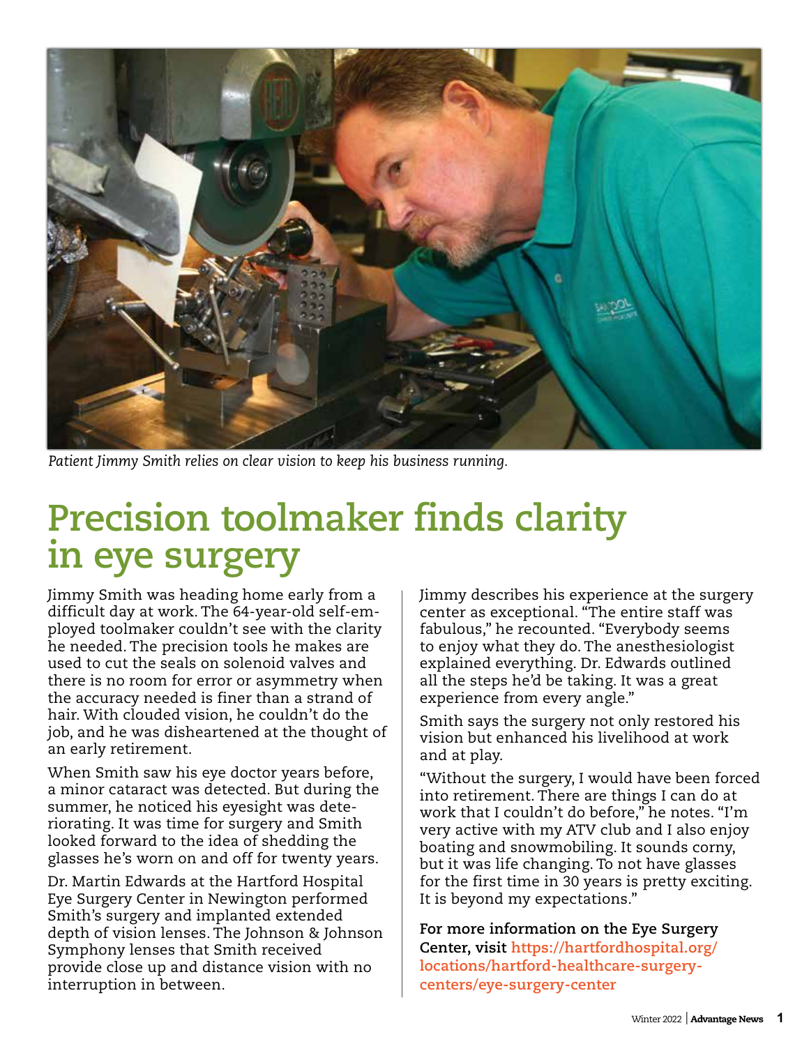*Patient Jimmy Smith relies on clear vision to keep his business running.*

# Precision toolmaker finds clarity in eye surgery

Jimmy Smith was heading home early from a difficult day at work. The 64-year-old self-employed toolmaker couldn't see with the clarity he needed. The precision tools he makes are used to cut the seals on solenoid valves and there is no room for error or asymmetry when the accuracy needed is finer than a strand of hair. With clouded vision, he couldn't do the job, and he was disheartened at the thought of an early retirement.

When Smith saw his eye doctor years before, a minor cataract was detected. But during the summer, he noticed his eyesight was deteriorating. It was time for surgery and Smith looked forward to the idea of shedding the glasses he's worn on and off for twenty years.

Dr. Martin Edwards at the Hartford Hospital Eye Surgery Center in Newington performed Smith's surgery and implanted extended depth of vision lenses. The Johnson & Johnson Symphony lenses that Smith received provide close up and distance vision with no interruption in between.

Jimmy describes his experience at the surgery center as exceptional. "The entire staff was fabulous," he recounted. "Everybody seems to enjoy what they do. The anesthesiologist explained everything. Dr. Edwards outlined all the steps he'd be taking. It was a great experience from every angle."

Smith says the surgery not only restored his vision but enhanced his livelihood at work and at play.

"Without the surgery, I would have been forced into retirement. There are things I can do at work that I couldn't do before," he notes. "I'm very active with my ATV club and I also enjoy boating and snowmobiling. It sounds corny, but it was life changing. To not have glasses for the first time in 30 years is pretty exciting. It is beyond my expectations."

**For more information on the Eye Surgery Center, visit https://hartfordhospital.org/locations/hartford-healthcare-surgery-centers/eye-surgery-center**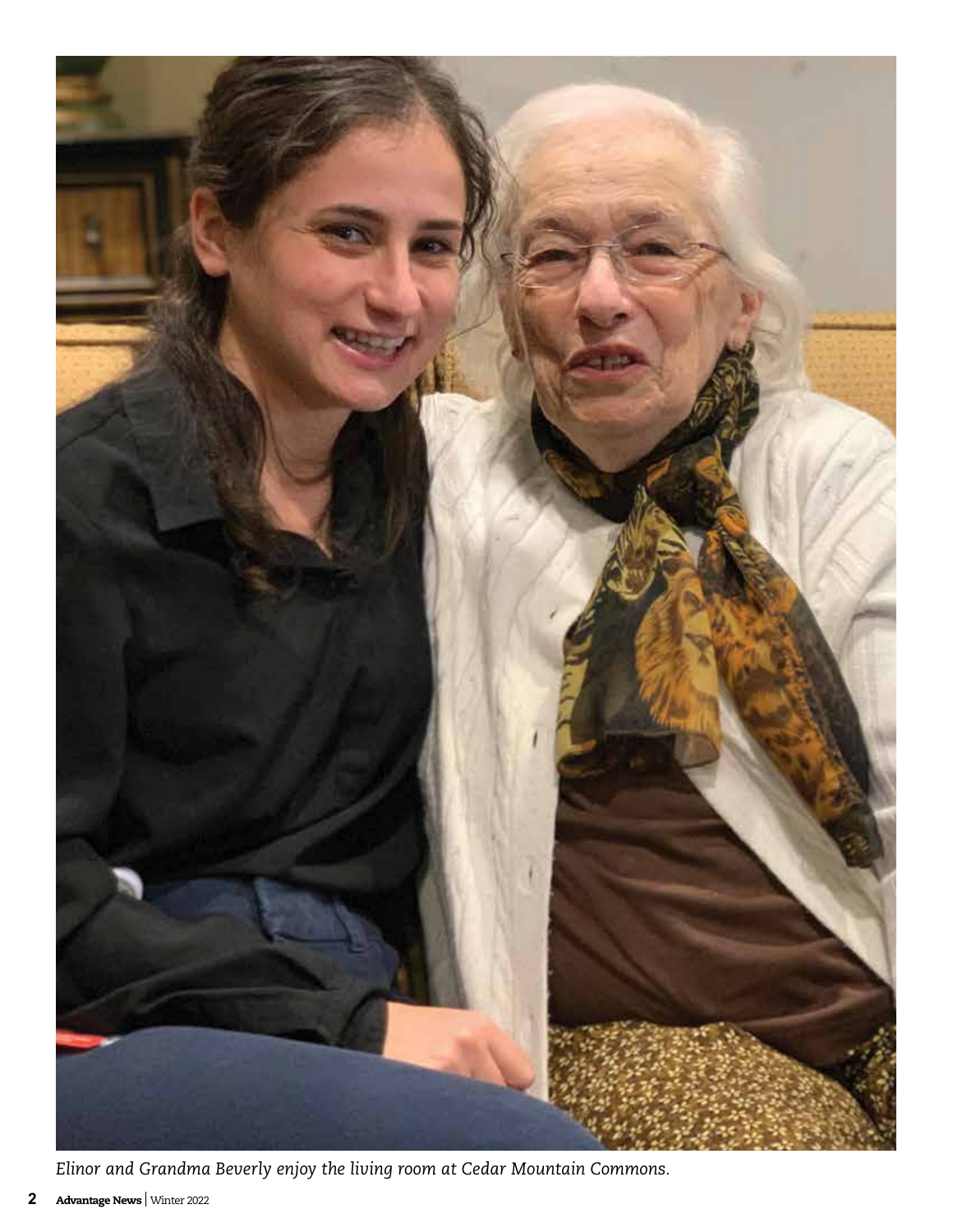*Elinor and Grandma Beverly enjoy the living room at Cedar Mountain Commons.*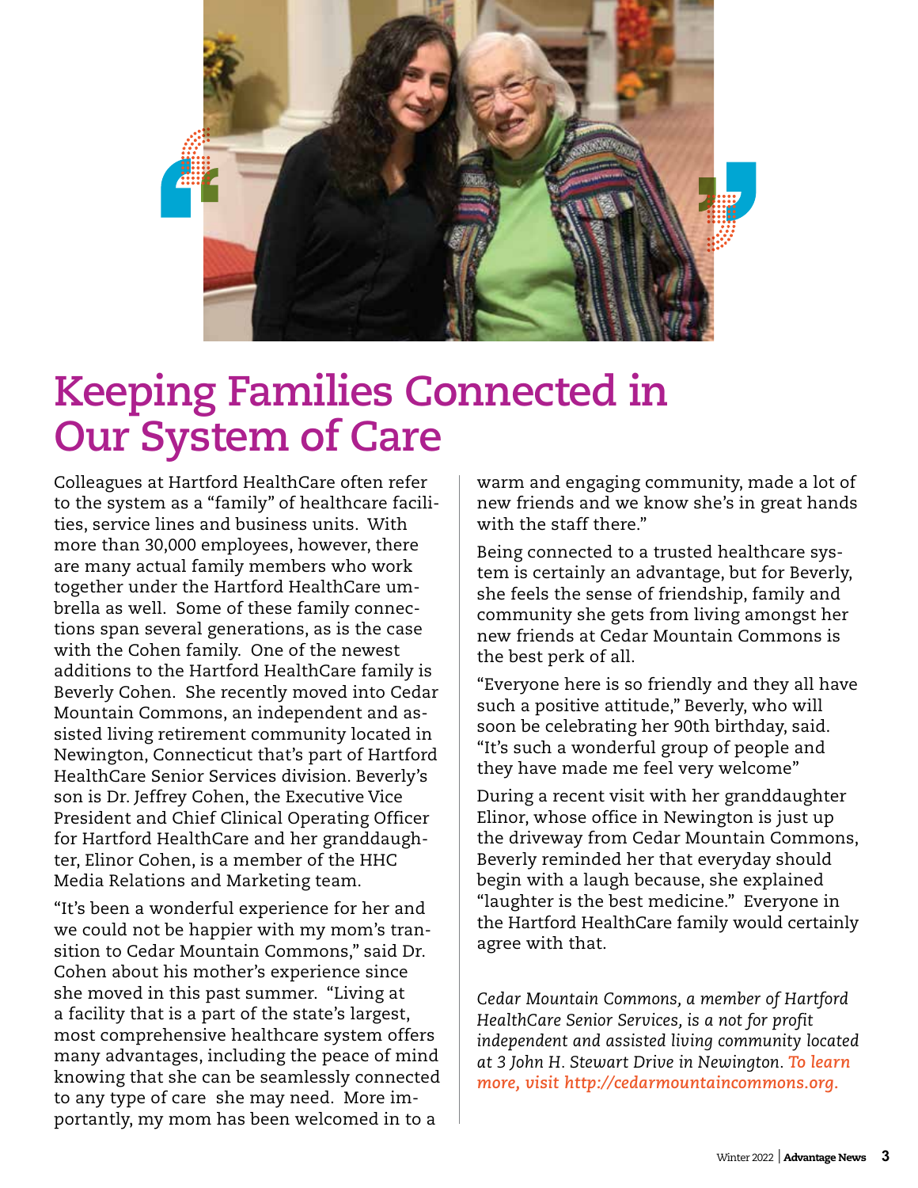# Keeping Families Connected in Our System of Care

Colleagues at Hartford HealthCare often refer to the system as a "family" of healthcare facilities, service lines and business units. With more than 30,000 employees, however, there are many actual family members who work together under the Hartford HealthCare umbrella as well. Some of these family connections span several generations, as is the case with the Cohen family. One of the newest additions to the Hartford HealthCare family is Beverly Cohen. She recently moved into Cedar Mountain Commons, an independent and assisted living retirement community located in Newington, Connecticut that's part of Hartford HealthCare Senior Services division. Beverly's son is Dr. Jeffrey Cohen, the Executive Vice President and Chief Clinical Operating Officer for Hartford HealthCare and her granddaughter, Elinor Cohen, is a member of the HHC Media Relations and Marketing team.

"It's been a wonderful experience for her and we could not be happier with my mom's transition to Cedar Mountain Commons," said Dr. Cohen about his mother's experience since she moved in this past summer. "Living at a facility that is a part of the state's largest, most comprehensive healthcare system offers many advantages, including the peace of mind knowing that she can be seamlessly connected to any type of care she may need. More importantly, my mom has been welcomed in to a warm and engaging community, made a lot of new friends and we know she's in great hands with the staff there."

Being connected to a trusted healthcare system is certainly an advantage, but for Beverly, she feels the sense of friendship, family and community she gets from living amongst her new friends at Cedar Mountain Commons is the best perk of all.

"Everyone here is so friendly and they all have such a positive attitude," Beverly, who will soon be celebrating her 90th birthday, said. "It's such a wonderful group of people and they have made me feel very welcome"

During a recent visit with her granddaughter Elinor, whose office in Newington is just up the driveway from Cedar Mountain Commons, Beverly reminded her that everyday should begin with a laugh because, she explained "laughter is the best medicine." Everyone in the Hartford HealthCare family would certainly agree with that.

*Cedar Mountain Commons, a member of Hartford HealthCare Senior Services, is a not for profit independent and assisted living community located at 3 John H. Stewart Drive in Newington.* ***To learn more, visit http://cedarmountaincommons.org.***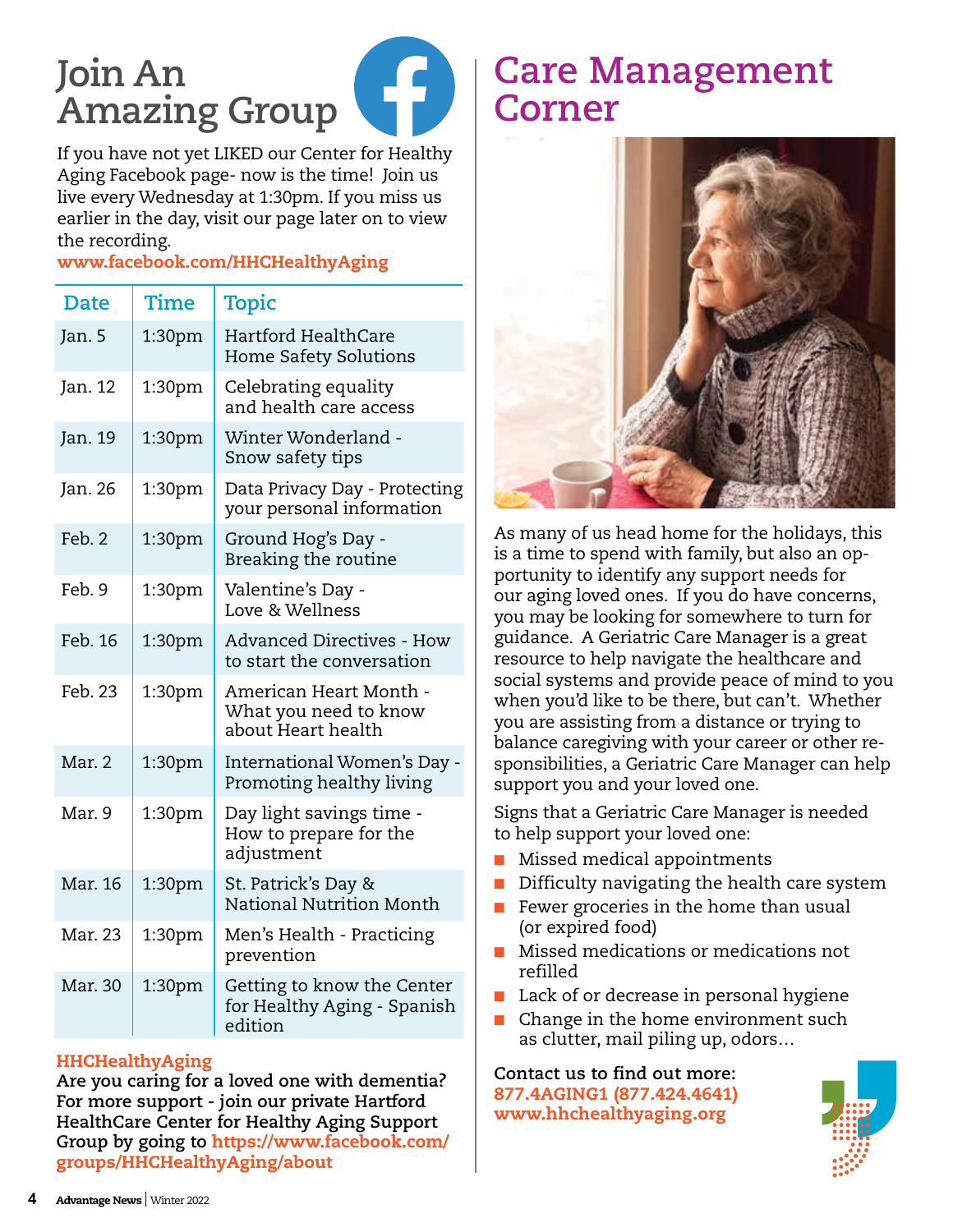# Join An Amazing Group

If you have not yet LIKED our Center for Healthy Aging Facebook page- now is the time! Join us live every Wednesday at 1:30pm. If you miss us earlier in the day, visit our page later on to view the recording.

**www.facebook.com/HHCHealthyAging**

| Date | Time | Topic |
|---|---|---|
| Jan. 5 | 1:30pm | Hartford HealthCare Home Safety Solutions |
| Jan. 12 | 1:30pm | Celebrating equality and health care access |
| Jan. 19 | 1:30pm | Winter Wonderland - Snow safety tips |
| Jan. 26 | 1:30pm | Data Privacy Day - Protecting your personal information |
| Feb. 2 | 1:30pm | Ground Hog's Day - Breaking the routine |
| Feb. 9 | 1:30pm | Valentine's Day - Love & Wellness |
| Feb. 16 | 1:30pm | Advanced Directives - How to start the conversation |
| Feb. 23 | 1:30pm | American Heart Month - What you need to know about Heart health |
| Mar. 2 | 1:30pm | International Women's Day - Promoting healthy living |
| Mar. 9 | 1:30pm | Day light savings time - How to prepare for the adjustment |
| Mar. 16 | 1:30pm | St. Patrick's Day & National Nutrition Month |
| Mar. 23 | 1:30pm | Men's Health - Practicing prevention |
| Mar. 30 | 1:30pm | Getting to know the Center for Healthy Aging - Spanish edition |

**HHCHealthyAging**

**Are you caring for a loved one with dementia? For more support - join our private Hartford HealthCare Center for Healthy Aging Support Group by going to https://www.facebook.com/groups/HHCHealthyAging/about**

# Care Management Corner

As many of us head home for the holidays, this is a time to spend with family, but also an opportunity to identify any support needs for our aging loved ones. If you do have concerns, you may be looking for somewhere to turn for guidance. A Geriatric Care Manager is a great resource to help navigate the healthcare and social systems and provide peace of mind to you when you'd like to be there, but can't. Whether you are assisting from a distance or trying to balance caregiving with your career or other responsibilities, a Geriatric Care Manager can help support you and your loved one.

Signs that a Geriatric Care Manager is needed to help support your loved one:

- Missed medical appointments
- Difficulty navigating the health care system
- Fewer groceries in the home than usual (or expired food)
- Missed medications or medications not refilled
- Lack of or decrease in personal hygiene
- Change in the home environment such as clutter, mail piling up, odors…

**Contact us to find out more:**
**877.4AGING1 (877.424.4641)**
**www.hhchealthyaging.org**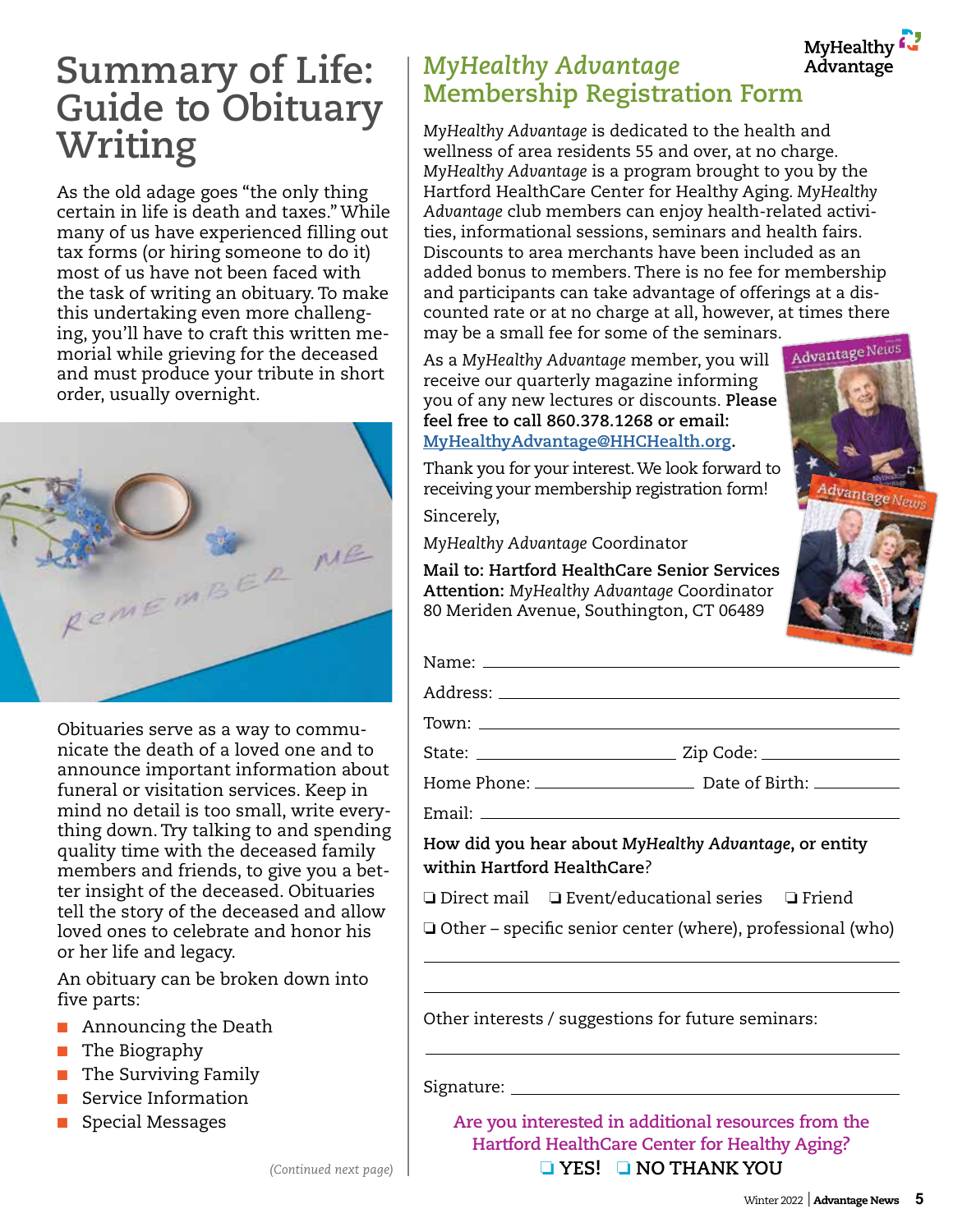# Summary of Life: Guide to Obituary Writing

As the old adage goes "the only thing certain in life is death and taxes." While many of us have experienced filling out tax forms (or hiring someone to do it) most of us have not been faced with the task of writing an obituary. To make this undertaking even more challenging, you'll have to craft this written memorial while grieving for the deceased and must produce your tribute in short order, usually overnight.

Obituaries serve as a way to communicate the death of a loved one and to announce important information about funeral or visitation services. Keep in mind no detail is too small, write everything down. Try talking to and spending quality time with the deceased family members and friends, to give you a better insight of the deceased. Obituaries tell the story of the deceased and allow loved ones to celebrate and honor his or her life and legacy.

An obituary can be broken down into five parts:

- Announcing the Death
- The Biography
- The Surviving Family
- Service Information
- Special Messages

*(Continued next page)*

## *MyHealthy Advantage* Membership Registration Form

*MyHealthy Advantage* is dedicated to the health and wellness of area residents 55 and over, at no charge. *MyHealthy Advantage* is a program brought to you by the Hartford HealthCare Center for Healthy Aging. *MyHealthy Advantage* club members can enjoy health-related activities, informational sessions, seminars and health fairs. Discounts to area merchants have been included as an added bonus to members. There is no fee for membership and participants can take advantage of offerings at a discounted rate or at no charge at all, however, at times there may be a small fee for some of the seminars.

As a *MyHealthy Advantage* member, you will receive our quarterly magazine informing you of any new lectures or discounts. **Please feel free to call 860.378.1268 or email: MyHealthyAdvantage@HHCHealth.org.**

Thank you for your interest. We look forward to receiving your membership registration form!

Sincerely,

*MyHealthy Advantage* Coordinator

**Mail to: Hartford HealthCare Senior Services**
**Attention:** *MyHealthy Advantage* Coordinator
80 Meriden Avenue, Southington, CT 06489

Name: ______________________________

Address: ______________________________

Town: ______________________________

State: ______________ Zip Code: ______________

Home Phone: ______________ Date of Birth: ______________

Email: ______________________________

**How did you hear about *MyHealthy Advantage*, or entity within Hartford HealthCare?**

❑ Direct mail ❑ Event/educational series ❑ Friend

❑ Other – specific senior center (where), professional (who)

______________________________

______________________________

Other interests / suggestions for future seminars:

______________________________

Signature: ______________________________

**Are you interested in additional resources from the Hartford HealthCare Center for Healthy Aging?**

**❑ YES! ❑ NO THANK YOU**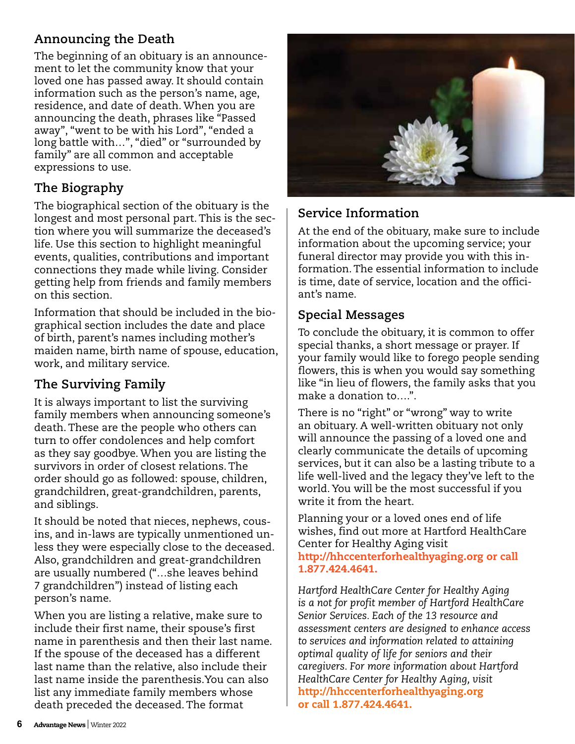## Announcing the Death

The beginning of an obituary is an announcement to let the community know that your loved one has passed away. It should contain information such as the person's name, age, residence, and date of death. When you are announcing the death, phrases like "Passed away", "went to be with his Lord", "ended a long battle with…", "died" or "surrounded by family" are all common and acceptable expressions to use.

## The Biography

The biographical section of the obituary is the longest and most personal part. This is the section where you will summarize the deceased's life. Use this section to highlight meaningful events, qualities, contributions and important connections they made while living. Consider getting help from friends and family members on this section.

Information that should be included in the biographical section includes the date and place of birth, parent's names including mother's maiden name, birth name of spouse, education, work, and military service.

## The Surviving Family

It is always important to list the surviving family members when announcing someone's death. These are the people who others can turn to offer condolences and help comfort as they say goodbye. When you are listing the survivors in order of closest relations. The order should go as followed: spouse, children, grandchildren, great-grandchildren, parents, and siblings.

It should be noted that nieces, nephews, cousins, and in-laws are typically unmentioned unless they were especially close to the deceased. Also, grandchildren and great-grandchildren are usually numbered ("…she leaves behind 7 grandchildren") instead of listing each person's name.

When you are listing a relative, make sure to include their first name, their spouse's first name in parenthesis and then their last name. If the spouse of the deceased has a different last name than the relative, also include their last name inside the parenthesis.You can also list any immediate family members whose death preceded the deceased. The format

## Service Information

At the end of the obituary, make sure to include information about the upcoming service; your funeral director may provide you with this information. The essential information to include is time, date of service, location and the officiant's name.

## Special Messages

To conclude the obituary, it is common to offer special thanks, a short message or prayer. If your family would like to forego people sending flowers, this is when you would say something like "in lieu of flowers, the family asks that you make a donation to….".

There is no "right" or "wrong" way to write an obituary. A well-written obituary not only will announce the passing of a loved one and clearly communicate the details of upcoming services, but it can also be a lasting tribute to a life well-lived and the legacy they've left to the world. You will be the most successful if you write it from the heart.

Planning your or a loved ones end of life wishes, find out more at Hartford HealthCare Center for Healthy Aging visit **http://hhccenterforhealthyaging.org or call 1.877.424.4641.**

*Hartford HealthCare Center for Healthy Aging is a not for profit member of Hartford HealthCare Senior Services. Each of the 13 resource and assessment centers are designed to enhance access to services and information related to attaining optimal quality of life for seniors and their caregivers. For more information about Hartford HealthCare Center for Healthy Aging, visit* **http://hhccenterforhealthyaging.org or call 1.877.424.4641.**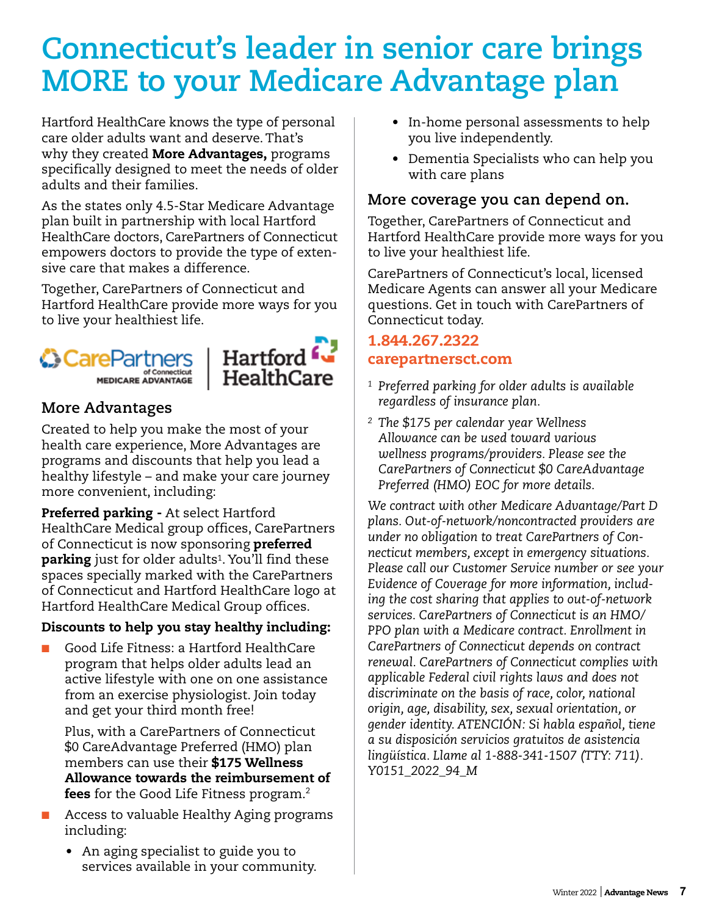# Connecticut's leader in senior care brings MORE to your Medicare Advantage plan

Hartford HealthCare knows the type of personal care older adults want and deserve. That's why they created **More Advantages,** programs specifically designed to meet the needs of older adults and their families.

As the states only 4.5-Star Medicare Advantage plan built in partnership with local Hartford HealthCare doctors, CarePartners of Connecticut empowers doctors to provide the type of extensive care that makes a difference.

Together, CarePartners of Connecticut and Hartford HealthCare provide more ways for you to live your healthiest life.

CarePartners of Connecticut MEDICARE ADVANTAGE | Hartford HealthCare

## More Advantages

Created to help you make the most of your health care experience, More Advantages are programs and discounts that help you lead a healthy lifestyle – and make your care journey more convenient, including:

**Preferred parking -** At select Hartford HealthCare Medical group offices, CarePartners of Connecticut is now sponsoring **preferred parking** just for older adults[1]. You'll find these spaces specially marked with the CarePartners of Connecticut and Hartford HealthCare logo at Hartford HealthCare Medical Group offices.

**Discounts to help you stay healthy including:**

- Good Life Fitness: a Hartford HealthCare program that helps older adults lead an active lifestyle with one on one assistance from an exercise physiologist. Join today and get your third month free!

  Plus, with a CarePartners of Connecticut $0 CareAdvantage Preferred (HMO) plan members can use their **$175 Wellness Allowance towards the reimbursement of fees** for the Good Life Fitness program.[2]

- Access to valuable Healthy Aging programs including:
  - An aging specialist to guide you to services available in your community.
  - In-home personal assessments to help you live independently.
  - Dementia Specialists who can help you with care plans

### More coverage you can depend on.

Together, CarePartners of Connecticut and Hartford HealthCare provide more ways for you to live your healthiest life.

CarePartners of Connecticut's local, licensed Medicare Agents can answer all your Medicare questions. Get in touch with CarePartners of Connecticut today.

**1.844.267.2322**
**carepartnersct.com**

[1] *Preferred parking for older adults is available regardless of insurance plan.*

[2] *The $175 per calendar year Wellness Allowance can be used toward various wellness programs/providers. Please see the CarePartners of Connecticut $0 CareAdvantage Preferred (HMO) EOC for more details.*

*We contract with other Medicare Advantage/Part D plans. Out-of-network/noncontracted providers are under no obligation to treat CarePartners of Connecticut members, except in emergency situations. Please call our Customer Service number or see your Evidence of Coverage for more information, including the cost sharing that applies to out-of-network services. CarePartners of Connecticut is an HMO/PPO plan with a Medicare contract. Enrollment in CarePartners of Connecticut depends on contract renewal. CarePartners of Connecticut complies with applicable Federal civil rights laws and does not discriminate on the basis of race, color, national origin, age, disability, sex, sexual orientation, or gender identity. ATENCIÓN: Si habla español, tiene a su disposición servicios gratuitos de asistencia lingüística. Llame al 1-888-341-1507 (TTY: 711). Y0151_2022_94_M*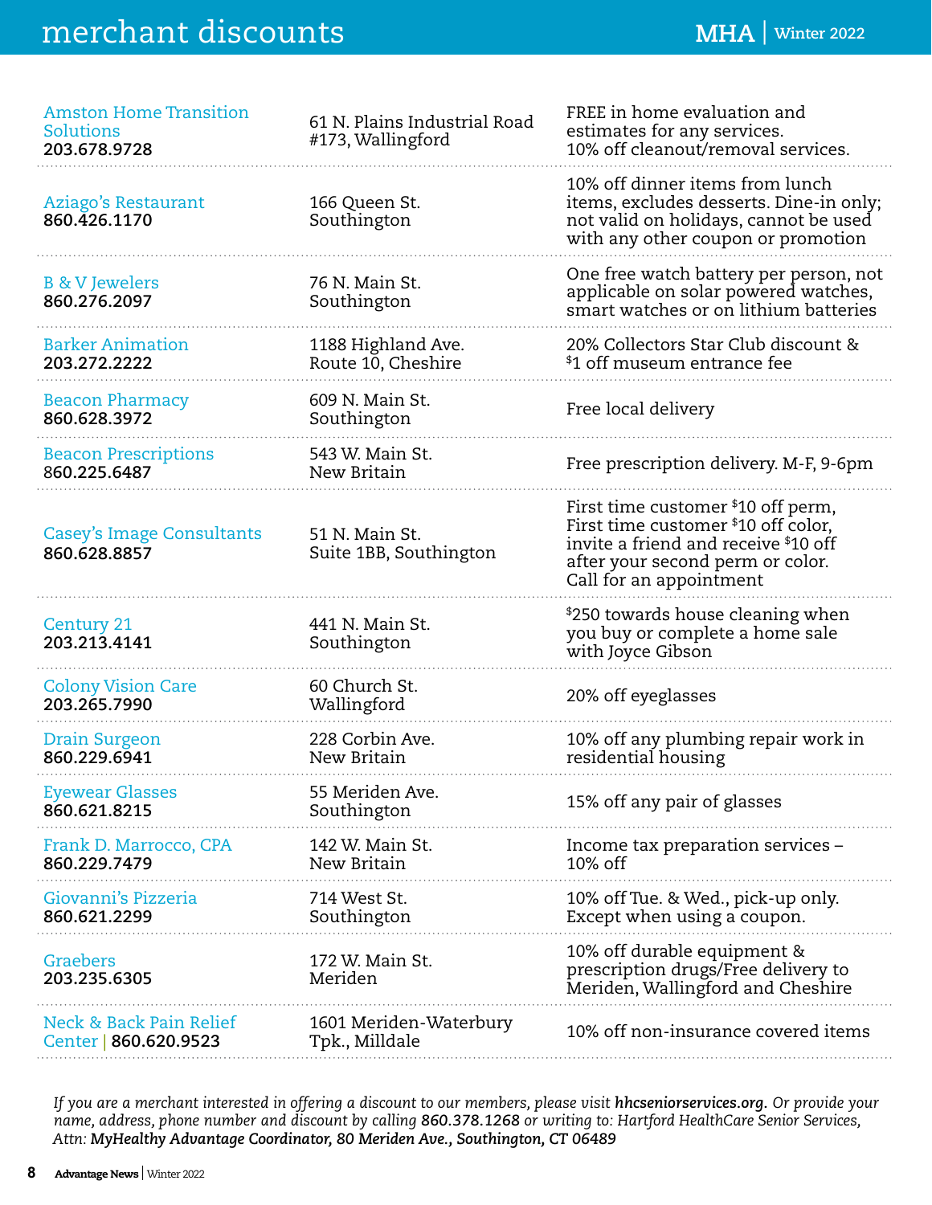# merchant discounts

| | | |
|---|---|---|
| Amston Home Transition Solutions 203.678.9728 | 61 N. Plains Industrial Road #173, Wallingford | FREE in home evaluation and estimates for any services. 10% off cleanout/removal services. |
| Aziago's Restaurant 860.426.1170 | 166 Queen St. Southington | 10% off dinner items from lunch items, excludes desserts. Dine-in only; not valid on holidays, cannot be used with any other coupon or promotion |
| B & V Jewelers 860.276.2097 | 76 N. Main St. Southington | One free watch battery per person, not applicable on solar powered watches, smart watches or on lithium batteries |
| Barker Animation 203.272.2222 | 1188 Highland Ave. Route 10, Cheshire | 20% Collectors Star Club discount & $1 off museum entrance fee |
| Beacon Pharmacy 860.628.3972 | 609 N. Main St. Southington | Free local delivery |
| Beacon Prescriptions 860.225.6487 | 543 W. Main St. New Britain | Free prescription delivery. M-F, 9-6pm |
| Casey's Image Consultants 860.628.8857 | 51 N. Main St. Suite 1BB, Southington | First time customer $10 off perm, First time customer $10 off color, invite a friend and receive $10 off after your second perm or color. Call for an appointment |
| Century 21 203.213.4141 | 441 N. Main St. Southington | $250 towards house cleaning when you buy or complete a home sale with Joyce Gibson |
| Colony Vision Care 203.265.7990 | 60 Church St. Wallingford | 20% off eyeglasses |
| Drain Surgeon 860.229.6941 | 228 Corbin Ave. New Britain | 10% off any plumbing repair work in residential housing |
| Eyewear Glasses 860.621.8215 | 55 Meriden Ave. Southington | 15% off any pair of glasses |
| Frank D. Marrocco, CPA 860.229.7479 | 142 W. Main St. New Britain | Income tax preparation services – 10% off |
| Giovanni's Pizzeria 860.621.2299 | 714 West St. Southington | 10% off Tue. & Wed., pick-up only. Except when using a coupon. |
| Graebers 203.235.6305 | 172 W. Main St. Meriden | 10% off durable equipment & prescription drugs/Free delivery to Meriden, Wallingford and Cheshire |
| Neck & Back Pain Relief Center \| 860.620.9523 | 1601 Meriden-Waterbury Tpk., Milldale | 10% off non-insurance covered items |

*If you are a merchant interested in offering a discount to our members, please visit **hhcseniorservices.org**. Or provide your name, address, phone number and discount by calling **860.378.1268** or writing to: Hartford HealthCare Senior Services, Attn: **MyHealthy Advantage Coordinator, 80 Meriden Ave., Southington, CT 06489***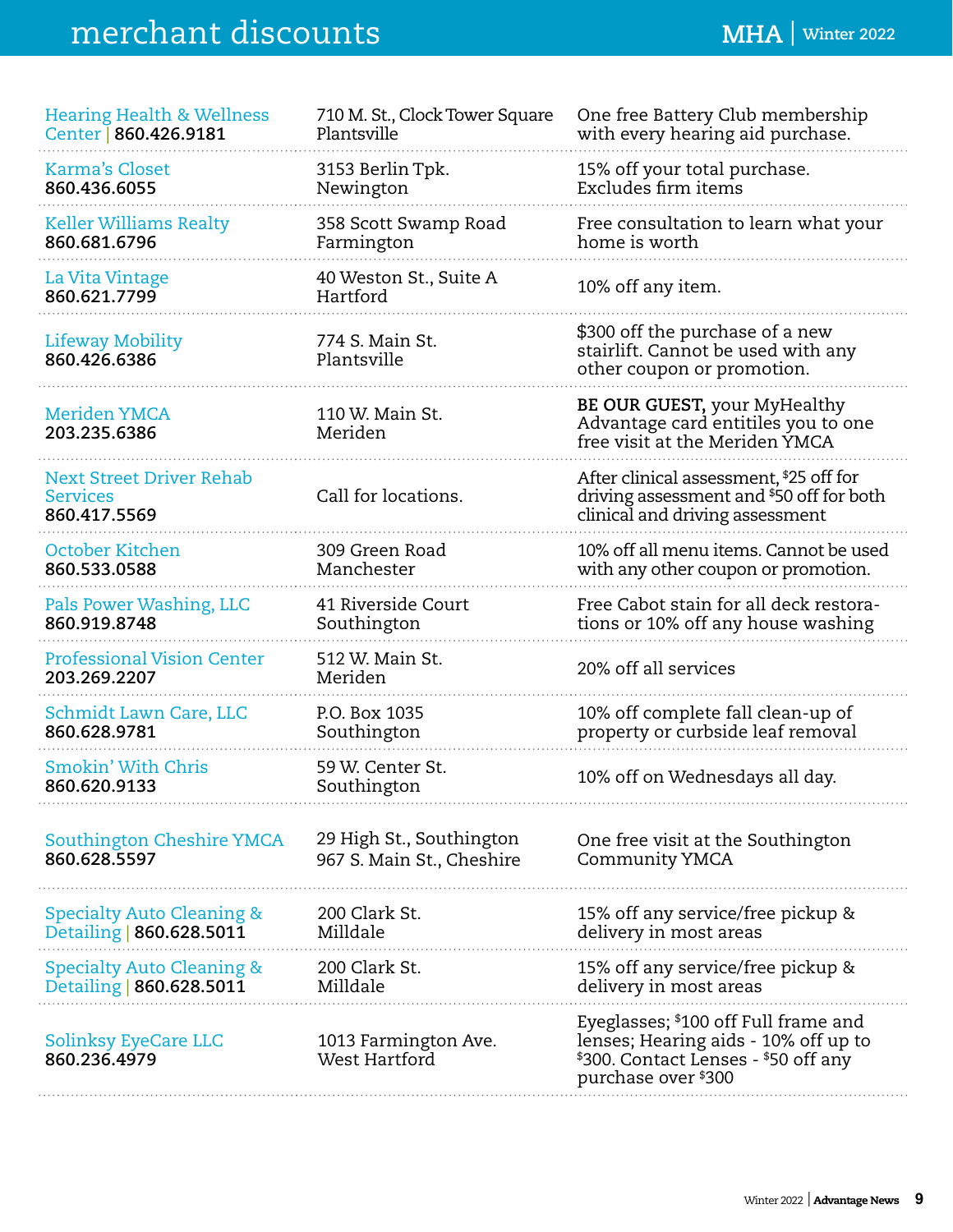# merchant discounts

| | | |
|---|---|---|
| Hearing Health & Wellness Center \| 860.426.9181 | 710 M. St., Clock Tower Square Plantsville | One free Battery Club membership with every hearing aid purchase. |
| Karma's Closet 860.436.6055 | 3153 Berlin Tpk. Newington | 15% off your total purchase. Excludes firm items |
| Keller Williams Realty 860.681.6796 | 358 Scott Swamp Road Farmington | Free consultation to learn what your home is worth |
| La Vita Vintage 860.621.7799 | 40 Weston St., Suite A Hartford | 10% off any item. |
| Lifeway Mobility 860.426.6386 | 774 S. Main St. Plantsville | $300 off the purchase of a new stairlift. Cannot be used with any other coupon or promotion. |
| Meriden YMCA 203.235.6386 | 110 W. Main St. Meriden | **BE OUR GUEST,** your MyHealthy Advantage card entitles you to one free visit at the Meriden YMCA |
| Next Street Driver Rehab Services 860.417.5569 | Call for locations. | After clinical assessment, $25 off for driving assessment and $50 off for both clinical and driving assessment |
| October Kitchen 860.533.0588 | 309 Green Road Manchester | 10% off all menu items. Cannot be used with any other coupon or promotion. |
| Pals Power Washing, LLC 860.919.8748 | 41 Riverside Court Southington | Free Cabot stain for all deck restorations or 10% off any house washing |
| Professional Vision Center 203.269.2207 | 512 W. Main St. Meriden | 20% off all services |
| Schmidt Lawn Care, LLC 860.628.9781 | P.O. Box 1035 Southington | 10% off complete fall clean-up of property or curbside leaf removal |
| Smokin' With Chris 860.620.9133 | 59 W. Center St. Southington | 10% off on Wednesdays all day. |
| Southington Cheshire YMCA 860.628.5597 | 29 High St., Southington 967 S. Main St., Cheshire | One free visit at the Southington Community YMCA |
| Specialty Auto Cleaning & Detailing \| 860.628.5011 | 200 Clark St. Milldale | 15% off any service/free pickup & delivery in most areas |
| Specialty Auto Cleaning & Detailing \| 860.628.5011 | 200 Clark St. Milldale | 15% off any service/free pickup & delivery in most areas |
| Solinksy EyeCare LLC 860.236.4979 | 1013 Farmington Ave. West Hartford | Eyeglasses; $100 off Full frame and lenses; Hearing aids - 10% off up to $300. Contact Lenses - $50 off any purchase over $300 |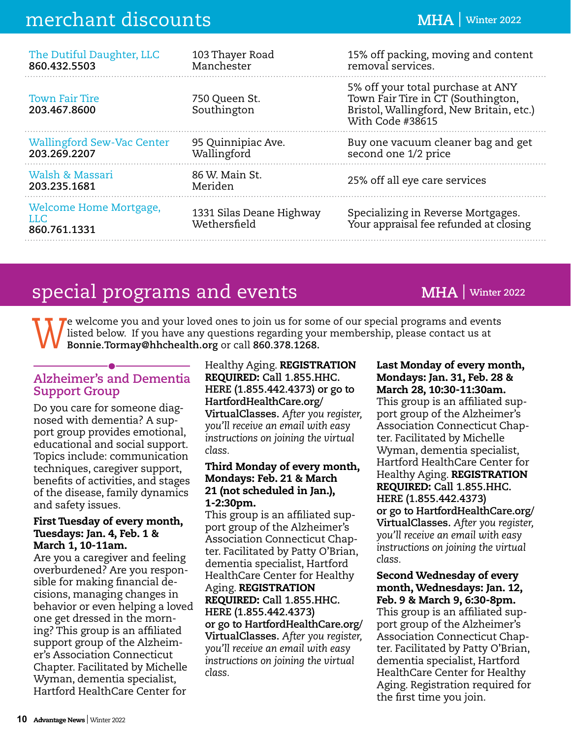## merchant discounts

| Merchant | Address | Discount |
|---|---|---|
| The Dutiful Daughter, LLC<br>**860.432.5503** | 103 Thayer Road<br>Manchester | 15% off packing, moving and content removal services. |
| Town Fair Tire<br>**203.467.8600** | 750 Queen St.<br>Southington | 5% off your total purchase at ANY Town Fair Tire in CT (Southington, Bristol, Wallingford, New Britain, etc.) With Code #38615 |
| Wallingford Sew-Vac Center<br>**203.269.2207** | 95 Quinnipiac Ave.<br>Wallingford | Buy one vacuum cleaner bag and get second one 1/2 price |
| Walsh & Massari<br>**203.235.1681** | 86 W. Main St.<br>Meriden | 25% off all eye care services |
| Welcome Home Mortgage, LLC<br>**860.761.1331** | 1331 Silas Deane Highway<br>Wethersfield | Specializing in Reverse Mortgages. Your appraisal fee refunded at closing |

## special programs and events

We welcome you and your loved ones to join us for some of our special programs and events listed below. If you have any questions regarding your membership, please contact us at **Bonnie.Tormay@hhchealth.org** or call **860.378.1268.**

### Alzheimer's and Dementia Support Group

Do you care for someone diagnosed with dementia? A support group provides emotional, educational and social support. Topics include: communication techniques, caregiver support, benefits of activities, and stages of the disease, family dynamics and safety issues.

**First Tuesday of every month, Tuesdays: Jan. 4, Feb. 1 & March 1, 10-11am.**
Are you a caregiver and feeling overburdened? Are you responsible for making financial decisions, managing changes in behavior or even helping a loved one get dressed in the morning? This group is an affiliated support group of the Alzheimer's Association Connecticut Chapter. Facilitated by Michelle Wyman, dementia specialist, Hartford HealthCare Center for Healthy Aging. **REGISTRATION REQUIRED: Call 1.855.HHC. HERE (1.855.442.4373) or go to HartfordHealthCare.org/ VirtualClasses.** *After you register, you'll receive an email with easy instructions on joining the virtual class.*

**Third Monday of every month, Mondays: Feb. 21 & March 21 (not scheduled in Jan.), 1-2:30pm.**
This group is an affiliated support group of the Alzheimer's Association Connecticut Chapter. Facilitated by Patty O'Brian, dementia specialist, Hartford HealthCare Center for Healthy Aging. **REGISTRATION REQUIRED: Call 1.855.HHC. HERE (1.855.442.4373) or go to HartfordHealthCare.org/ VirtualClasses.** *After you register, you'll receive an email with easy instructions on joining the virtual class.*

**Last Monday of every month, Mondays: Jan. 31, Feb. 28 & March 28, 10:30-11:30am.**
This group is an affiliated support group of the Alzheimer's Association Connecticut Chapter. Facilitated by Michelle Wyman, dementia specialist, Hartford HealthCare Center for Healthy Aging. **REGISTRATION REQUIRED: Call 1.855.HHC. HERE (1.855.442.4373) or go to HartfordHealthCare.org/ VirtualClasses.** *After you register, you'll receive an email with easy instructions on joining the virtual class.*

**Second Wednesday of every month, Wednesdays: Jan. 12, Feb. 9 & March 9, 6:30-8pm.**
This group is an affiliated support group of the Alzheimer's Association Connecticut Chapter. Facilitated by Patty O'Brian, dementia specialist, Hartford HealthCare Center for Healthy Aging. Registration required for the first time you join.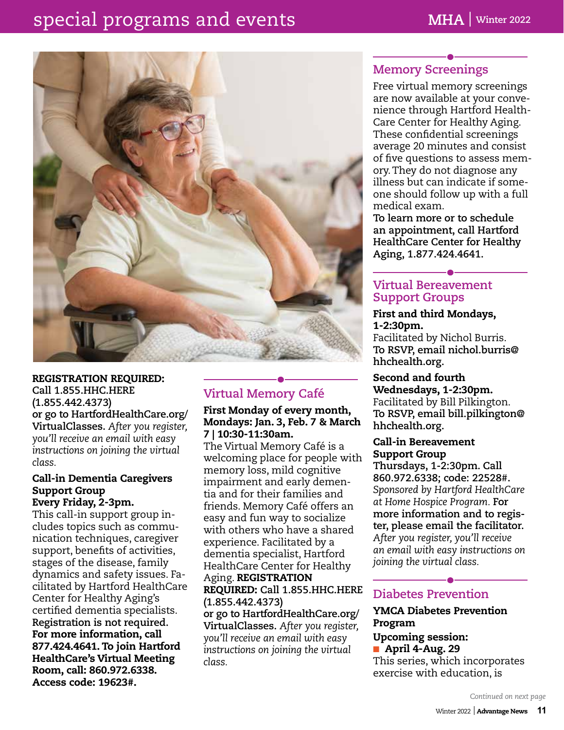# special programs and events

**REGISTRATION REQUIRED: Call 1.855.HHC.HERE (1.855.442.4373) or go to HartfordHealthCare.org/VirtualClasses.** *After you register, you'll receive an email with easy instructions on joining the virtual class.*

**Call-in Dementia Caregivers Support Group**
**Every Friday, 2-3pm.**
This call-in support group includes topics such as communication techniques, caregiver support, benefits of activities, stages of the disease, family dynamics and safety issues. Facilitated by Hartford HealthCare Center for Healthy Aging's certified dementia specialists. **Registration is not required. For more information, call 877.424.4641. To join Hartford HealthCare's Virtual Meeting Room, call: 860.972.6338. Access code: 19623#.**

## Virtual Memory Café

**First Monday of every month, Mondays: Jan. 3, Feb. 7 & March 7 | 10:30-11:30am.**
The Virtual Memory Café is a welcoming place for people with memory loss, mild cognitive impairment and early dementia and for their families and friends. Memory Café offers an easy and fun way to socialize with others who have a shared experience. Facilitated by a dementia specialist, Hartford HealthCare Center for Healthy Aging. **REGISTRATION REQUIRED: Call 1.855.HHC.HERE (1.855.442.4373) or go to HartfordHealthCare.org/VirtualClasses.** *After you register, you'll receive an email with easy instructions on joining the virtual class.*

## Memory Screenings

Free virtual memory screenings are now available at your convenience through Hartford HealthCare Center for Healthy Aging. These confidential screenings average 20 minutes and consist of five questions to assess memory. They do not diagnose any illness but can indicate if someone should follow up with a full medical exam.
**To learn more or to schedule an appointment, call Hartford HealthCare Center for Healthy Aging, 1.877.424.4641.**

## Virtual Bereavement Support Groups

**First and third Mondays, 1-2:30pm.**
Facilitated by Nichol Burris.
**To RSVP, email nichol.burris@hhchealth.org.**

**Second and fourth Wednesdays, 1-2:30pm.**
Facilitated by Bill Pilkington.
**To RSVP, email bill.pilkington@hhchealth.org.**

**Call-in Bereavement Support Group**
**Thursdays, 1-2:30pm. Call 860.972.6338; code: 22528#.**
*Sponsored by Hartford HealthCare at Home Hospice Program.* **For more information and to register, please email the facilitator.** *After you register, you'll receive an email with easy instructions on joining the virtual class.*

## Diabetes Prevention

**YMCA Diabetes Prevention Program**

**Upcoming session:**
- **April 4-Aug. 29**

This series, which incorporates exercise with education, is

*Continued on next page*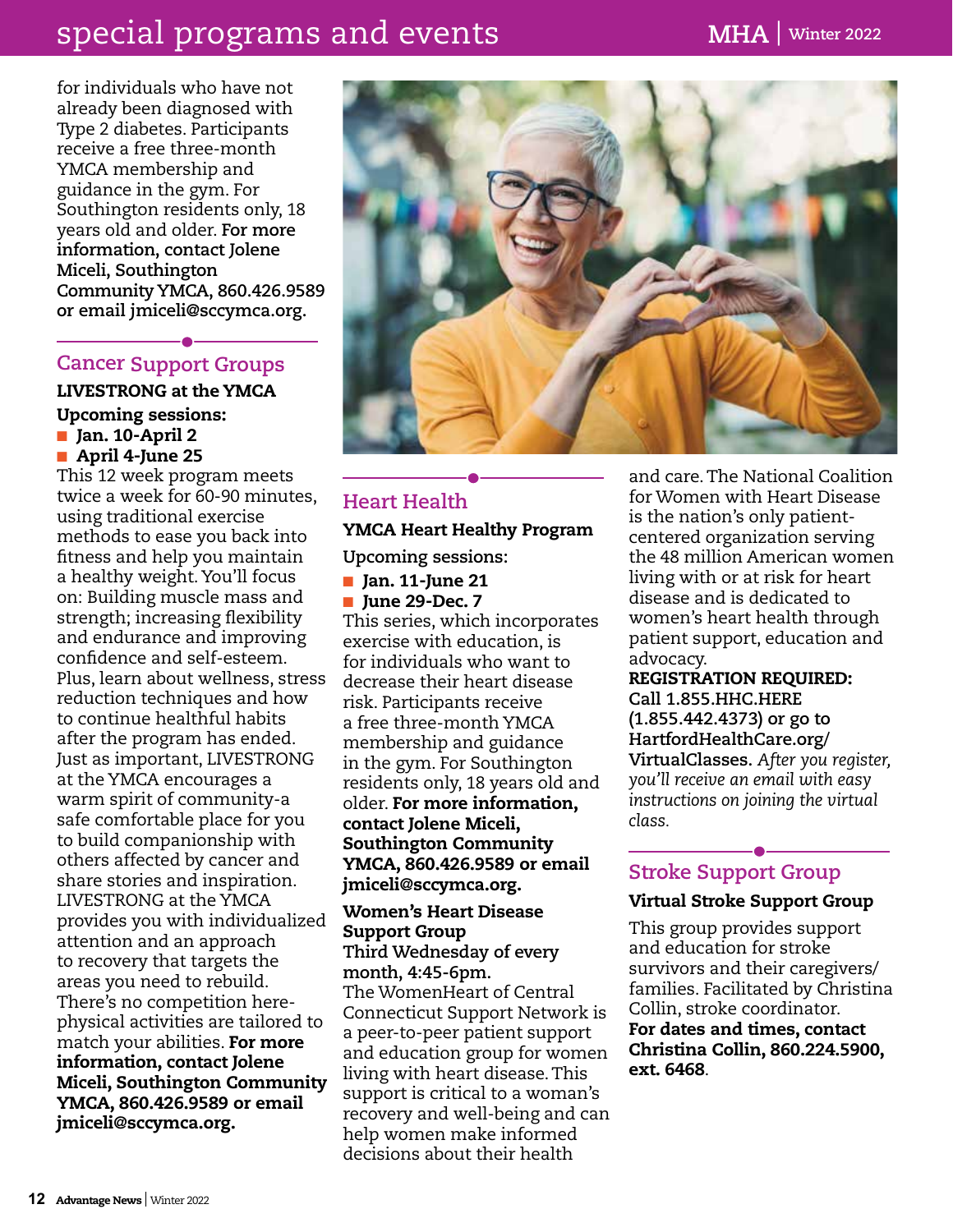for individuals who have not already been diagnosed with Type 2 diabetes. Participants receive a free three-month YMCA membership and guidance in the gym. For Southington residents only, 18 years old and older. **For more information, contact Jolene Miceli, Southington Community YMCA, 860.426.9589 or email jmiceli@sccymca.org.**

## Cancer Support Groups

**LIVESTRONG at the YMCA**

**Upcoming sessions:**

- **Jan. 10-April 2**
- **April 4-June 25**

This 12 week program meets twice a week for 60-90 minutes, using traditional exercise methods to ease you back into fitness and help you maintain a healthy weight. You'll focus on: Building muscle mass and strength; increasing flexibility and endurance and improving confidence and self-esteem. Plus, learn about wellness, stress reduction techniques and how to continue healthful habits after the program has ended. Just as important, LIVESTRONG at the YMCA encourages a warm spirit of community-a safe comfortable place for you to build companionship with others affected by cancer and share stories and inspiration. LIVESTRONG at the YMCA provides you with individualized attention and an approach to recovery that targets the areas you need to rebuild. There's no competition here-physical activities are tailored to match your abilities. **For more information, contact Jolene Miceli, Southington Community YMCA, 860.426.9589 or email jmiceli@sccymca.org.**

## Heart Health

**YMCA Heart Healthy Program**

**Upcoming sessions:**

- **Jan. 11-June 21**
- **June 29-Dec. 7**

This series, which incorporates exercise with education, is for individuals who want to decrease their heart disease risk. Participants receive a free three-month YMCA membership and guidance in the gym. For Southington residents only, 18 years old and older. **For more information, contact Jolene Miceli, Southington Community YMCA, 860.426.9589 or email jmiceli@sccymca.org.**

**Women's Heart Disease Support Group**
**Third Wednesday of every month, 4:45-6pm.**
The WomenHeart of Central Connecticut Support Network is a peer-to-peer patient support and education group for women living with heart disease. This support is critical to a woman's recovery and well-being and can help women make informed decisions about their health and care. The National Coalition for Women with Heart Disease is the nation's only patient-centered organization serving the 48 million American women living with or at risk for heart disease and is dedicated to women's heart health through patient support, education and advocacy.
**REGISTRATION REQUIRED: Call 1.855.HHC.HERE (1.855.442.4373) or go to HartfordHealthCare.org/VirtualClasses.** *After you register, you'll receive an email with easy instructions on joining the virtual class.*

## Stroke Support Group

**Virtual Stroke Support Group**

This group provides support and education for stroke survivors and their caregivers/families. Facilitated by Christina Collin, stroke coordinator. **For dates and times, contact Christina Collin, 860.224.5900, ext. 6468.**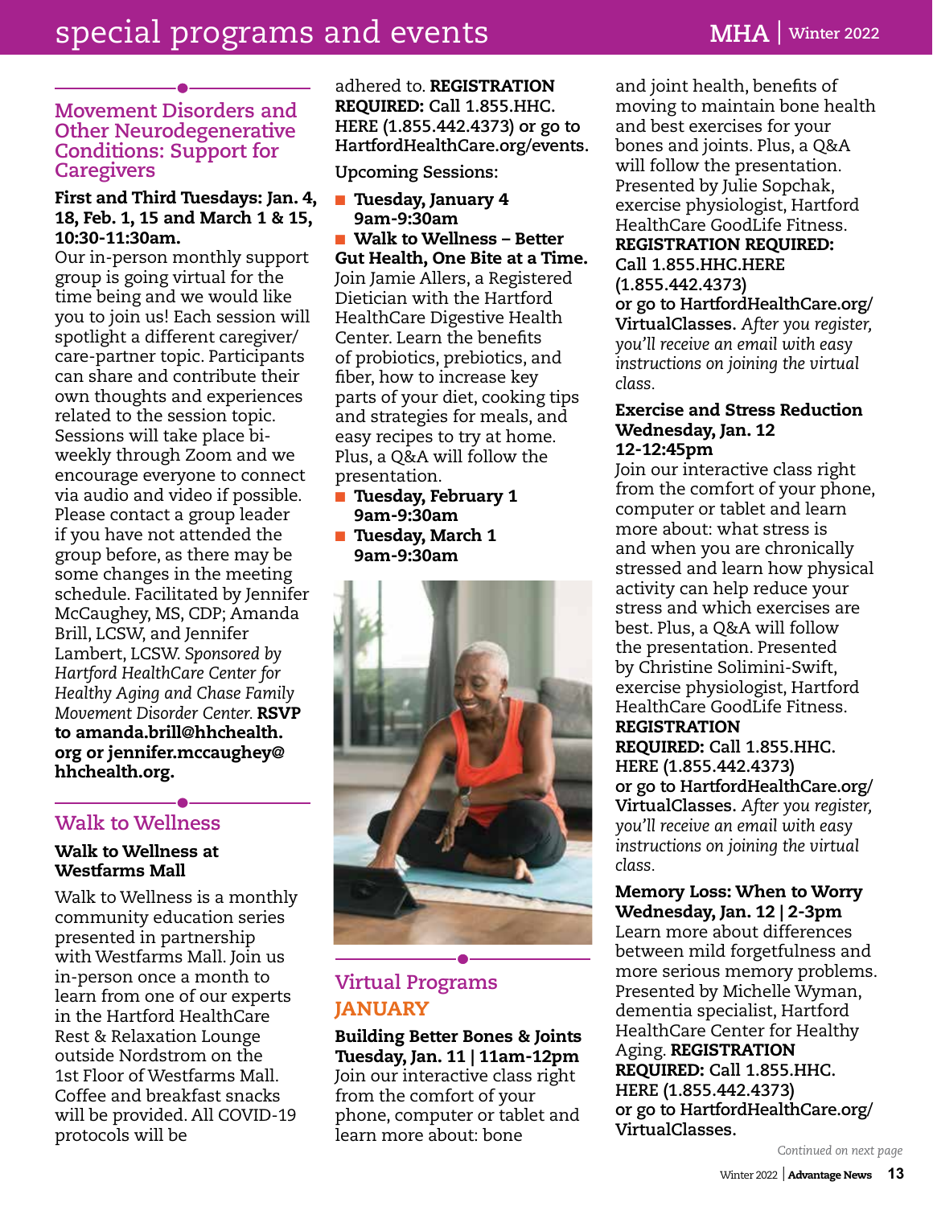## Movement Disorders and Other Neurodegenerative Conditions: Support for Caregivers

**First and Third Tuesdays: Jan. 4, 18, Feb. 1, 15 and March 1 & 15, 10:30-11:30am.**

Our in-person monthly support group is going virtual for the time being and we would like you to join us! Each session will spotlight a different caregiver/care-partner topic. Participants can share and contribute their own thoughts and experiences related to the session topic. Sessions will take place bi-weekly through Zoom and we encourage everyone to connect via audio and video if possible. Please contact a group leader if you have not attended the group before, as there may be some changes in the meeting schedule. Facilitated by Jennifer McCaughey, MS, CDP; Amanda Brill, LCSW, and Jennifer Lambert, LCSW. *Sponsored by Hartford HealthCare Center for Healthy Aging and Chase Family Movement Disorder Center.* **RSVP to amanda.brill@hhchealth.org or jennifer.mccaughey@hhchealth.org.**

## Walk to Wellness

### Walk to Wellness at Westfarms Mall

Walk to Wellness is a monthly community education series presented in partnership with Westfarms Mall. Join us in-person once a month to learn from one of our experts in the Hartford HealthCare Rest & Relaxation Lounge outside Nordstrom on the 1st Floor of Westfarms Mall. Coffee and breakfast snacks will be provided. All COVID-19 protocols will be adhered to. **REGISTRATION REQUIRED: Call 1.855.HHC.HERE (1.855.442.4373) or go to HartfordHealthCare.org/events.**

**Upcoming Sessions:**

- **Tuesday, January 4 9am-9:30am**
- **Walk to Wellness – Better Gut Health, One Bite at a Time.** Join Jamie Allers, a Registered Dietician with the Hartford HealthCare Digestive Health Center. Learn the benefits of probiotics, prebiotics, and fiber, how to increase key parts of your diet, cooking tips and strategies for meals, and easy recipes to try at home. Plus, a Q&A will follow the presentation.
- **Tuesday, February 1 9am-9:30am**
- **Tuesday, March 1 9am-9:30am**

## Virtual Programs

## JANUARY

**Building Better Bones & Joints**
**Tuesday, Jan. 11 | 11am-12pm**
Join our interactive class right from the comfort of your phone, computer or tablet and learn more about: bone and joint health, benefits of moving to maintain bone health and best exercises for your bones and joints. Plus, a Q&A will follow the presentation. Presented by Julie Sopchak, exercise physiologist, Hartford HealthCare GoodLife Fitness. **REGISTRATION REQUIRED: Call 1.855.HHC.HERE (1.855.442.4373) or go to HartfordHealthCare.org/VirtualClasses.** *After you register, you'll receive an email with easy instructions on joining the virtual class.*

**Exercise and Stress Reduction**
**Wednesday, Jan. 12**
**12-12:45pm**
Join our interactive class right from the comfort of your phone, computer or tablet and learn more about: what stress is and when you are chronically stressed and learn how physical activity can help reduce your stress and which exercises are best. Plus, a Q&A will follow the presentation. Presented by Christine Solimini-Swift, exercise physiologist, Hartford HealthCare GoodLife Fitness. **REGISTRATION REQUIRED: Call 1.855.HHC.HERE (1.855.442.4373) or go to HartfordHealthCare.org/VirtualClasses.** *After you register, you'll receive an email with easy instructions on joining the virtual class.*

**Memory Loss: When to Worry**
**Wednesday, Jan. 12 | 2-3pm**
Learn more about differences between mild forgetfulness and more serious memory problems. Presented by Michelle Wyman, dementia specialist, Hartford HealthCare Center for Healthy Aging. **REGISTRATION REQUIRED: Call 1.855.HHC.HERE (1.855.442.4373) or go to HartfordHealthCare.org/VirtualClasses.**

*Continued on next page*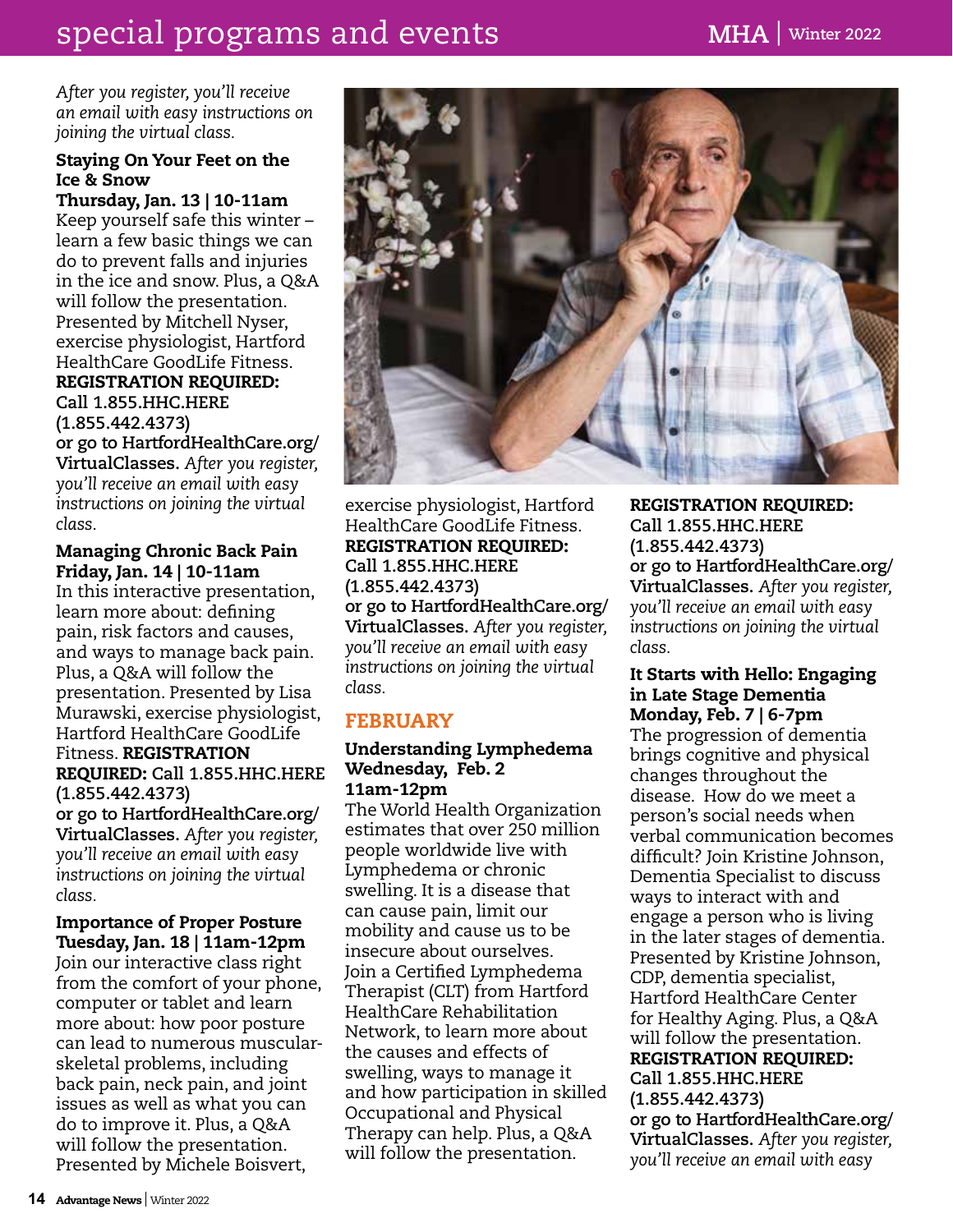*After you register, you'll receive an email with easy instructions on joining the virtual class.*

**Staying On Your Feet on the Ice & Snow**
**Thursday, Jan. 13 | 10-11am**
Keep yourself safe this winter – learn a few basic things we can do to prevent falls and injuries in the ice and snow. Plus, a Q&A will follow the presentation. Presented by Mitchell Nyser, exercise physiologist, Hartford HealthCare GoodLife Fitness. **REGISTRATION REQUIRED: Call 1.855.HHC.HERE (1.855.442.4373) or go to HartfordHealthCare.org/VirtualClasses.** *After you register, you'll receive an email with easy instructions on joining the virtual class.*

**Managing Chronic Back Pain**
**Friday, Jan. 14 | 10-11am**
In this interactive presentation, learn more about: defining pain, risk factors and causes, and ways to manage back pain. Plus, a Q&A will follow the presentation. Presented by Lisa Murawski, exercise physiologist, Hartford HealthCare GoodLife Fitness. **REGISTRATION REQUIRED: Call 1.855.HHC.HERE (1.855.442.4373) or go to HartfordHealthCare.org/VirtualClasses.** *After you register, you'll receive an email with easy instructions on joining the virtual class.*

**Importance of Proper Posture**
**Tuesday, Jan. 18 | 11am-12pm**
Join our interactive class right from the comfort of your phone, computer or tablet and learn more about: how poor posture can lead to numerous muscular-skeletal problems, including back pain, neck pain, and joint issues as well as what you can do to improve it. Plus, a Q&A will follow the presentation. Presented by Michele Boisvert, exercise physiologist, Hartford HealthCare GoodLife Fitness. **REGISTRATION REQUIRED: Call 1.855.HHC.HERE (1.855.442.4373) or go to HartfordHealthCare.org/VirtualClasses.** *After you register, you'll receive an email with easy instructions on joining the virtual class.*

## FEBRUARY

**Understanding Lymphedema**
**Wednesday, Feb. 2 11am-12pm**
The World Health Organization estimates that over 250 million people worldwide live with Lymphedema or chronic swelling. It is a disease that can cause pain, limit our mobility and cause us to be insecure about ourselves. Join a Certified Lymphedema Therapist (CLT) from Hartford HealthCare Rehabilitation Network, to learn more about the causes and effects of swelling, ways to manage it and how participation in skilled Occupational and Physical Therapy can help. Plus, a Q&A will follow the presentation. **REGISTRATION REQUIRED: Call 1.855.HHC.HERE (1.855.442.4373) or go to HartfordHealthCare.org/VirtualClasses.** *After you register, you'll receive an email with easy instructions on joining the virtual class.*

**It Starts with Hello: Engaging in Late Stage Dementia**
**Monday, Feb. 7 | 6-7pm**
The progression of dementia brings cognitive and physical changes throughout the disease. How do we meet a person's social needs when verbal communication becomes difficult? Join Kristine Johnson, Dementia Specialist to discuss ways to interact with and engage a person who is living in the later stages of dementia. Presented by Kristine Johnson, CDP, dementia specialist, Hartford HealthCare Center for Healthy Aging. Plus, a Q&A will follow the presentation. **REGISTRATION REQUIRED: Call 1.855.HHC.HERE (1.855.442.4373) or go to HartfordHealthCare.org/VirtualClasses.** *After you register, you'll receive an email with easy*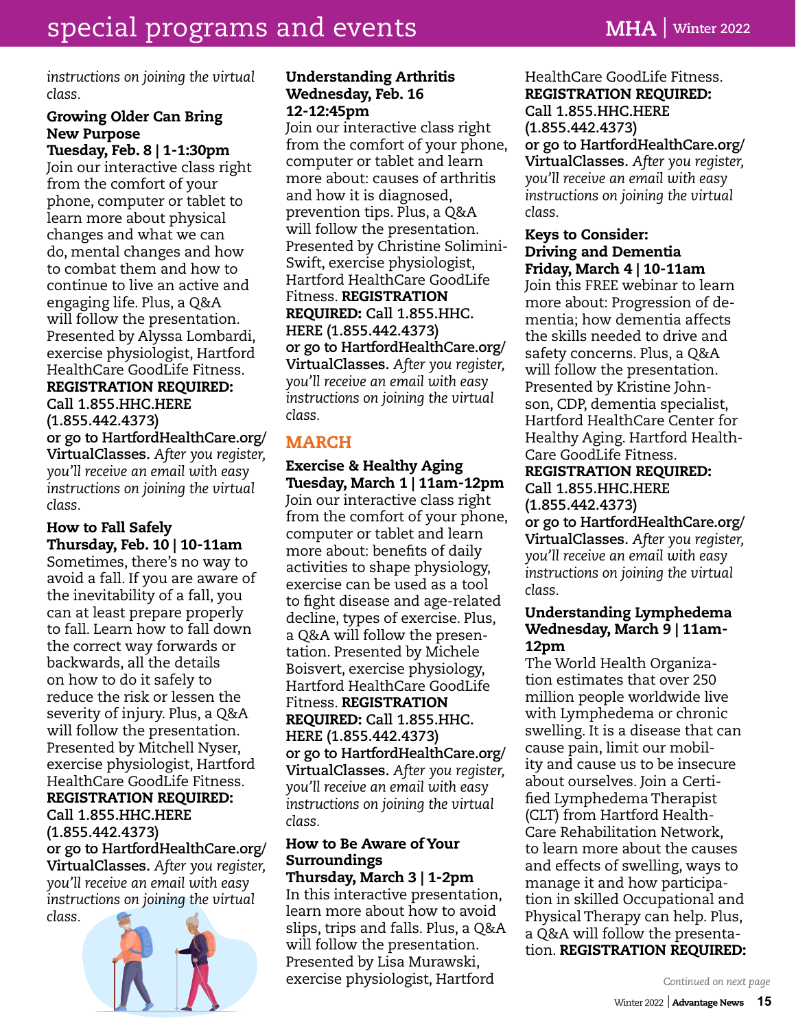*instructions on joining the virtual class.*

### Growing Older Can Bring New Purpose
**Tuesday, Feb. 8 | 1-1:30pm**

Join our interactive class right from the comfort of your phone, computer or tablet to learn more about physical changes and what we can do, mental changes and how to combat them and how to continue to live an active and engaging life. Plus, a Q&A will follow the presentation. Presented by Alyssa Lombardi, exercise physiologist, Hartford HealthCare GoodLife Fitness. **REGISTRATION REQUIRED: Call 1.855.HHC.HERE (1.855.442.4373) or go to HartfordHealthCare.org/VirtualClasses.** *After you register, you'll receive an email with easy instructions on joining the virtual class.*

### How to Fall Safely
**Thursday, Feb. 10 | 10-11am**

Sometimes, there's no way to avoid a fall. If you are aware of the inevitability of a fall, you can at least prepare properly to fall. Learn how to fall down the correct way forwards or backwards, all the details on how to do it safely to reduce the risk or lessen the severity of injury. Plus, a Q&A will follow the presentation. Presented by Mitchell Nyser, exercise physiologist, Hartford HealthCare GoodLife Fitness. **REGISTRATION REQUIRED: Call 1.855.HHC.HERE (1.855.442.4373) or go to HartfordHealthCare.org/VirtualClasses.** *After you register, you'll receive an email with easy instructions on joining the virtual class.*

### Understanding Arthritis
**Wednesday, Feb. 16 12-12:45pm**

Join our interactive class right from the comfort of your phone, computer or tablet and learn more about: causes of arthritis and how it is diagnosed, prevention tips. Plus, a Q&A will follow the presentation. Presented by Christine Solimini-Swift, exercise physiologist, Hartford HealthCare GoodLife Fitness. **REGISTRATION REQUIRED: Call 1.855.HHC.HERE (1.855.442.4373) or go to HartfordHealthCare.org/VirtualClasses.** *After you register, you'll receive an email with easy instructions on joining the virtual class.*

## MARCH

### Exercise & Healthy Aging
**Tuesday, March 1 | 11am-12pm**

Join our interactive class right from the comfort of your phone, computer or tablet and learn more about: benefits of daily activities to shape physiology, exercise can be used as a tool to fight disease and age-related decline, types of exercise. Plus, a Q&A will follow the presentation. Presented by Michele Boisvert, exercise physiology, Hartford HealthCare GoodLife Fitness. **REGISTRATION REQUIRED: Call 1.855.HHC.HERE (1.855.442.4373) or go to HartfordHealthCare.org/VirtualClasses.** *After you register, you'll receive an email with easy instructions on joining the virtual class.*

### How to Be Aware of Your Surroundings
**Thursday, March 3 | 1-2pm**

In this interactive presentation, learn more about how to avoid slips, trips and falls. Plus, a Q&A will follow the presentation. Presented by Lisa Murawski, exercise physiologist, Hartford HealthCare GoodLife Fitness. **REGISTRATION REQUIRED: Call 1.855.HHC.HERE (1.855.442.4373) or go to HartfordHealthCare.org/VirtualClasses.** *After you register, you'll receive an email with easy instructions on joining the virtual class.*

### Keys to Consider: Driving and Dementia
**Friday, March 4 | 10-11am**

Join this FREE webinar to learn more about: Progression of dementia; how dementia affects the skills needed to drive and safety concerns. Plus, a Q&A will follow the presentation. Presented by Kristine Johnson, CDP, dementia specialist, Hartford HealthCare Center for Healthy Aging. Hartford HealthCare GoodLife Fitness. **REGISTRATION REQUIRED: Call 1.855.HHC.HERE (1.855.442.4373) or go to HartfordHealthCare.org/VirtualClasses.** *After you register, you'll receive an email with easy instructions on joining the virtual class.*

### Understanding Lymphedema
**Wednesday, March 9 | 11am-12pm**

The World Health Organization estimates that over 250 million people worldwide live with Lymphedema or chronic swelling. It is a disease that can cause pain, limit our mobility and cause us to be insecure about ourselves. Join a Certified Lymphedema Therapist (CLT) from Hartford HealthCare Rehabilitation Network, to learn more about the causes and effects of swelling, ways to manage it and how participation in skilled Occupational and Physical Therapy can help. Plus, a Q&A will follow the presentation. **REGISTRATION REQUIRED:**

*Continued on next page*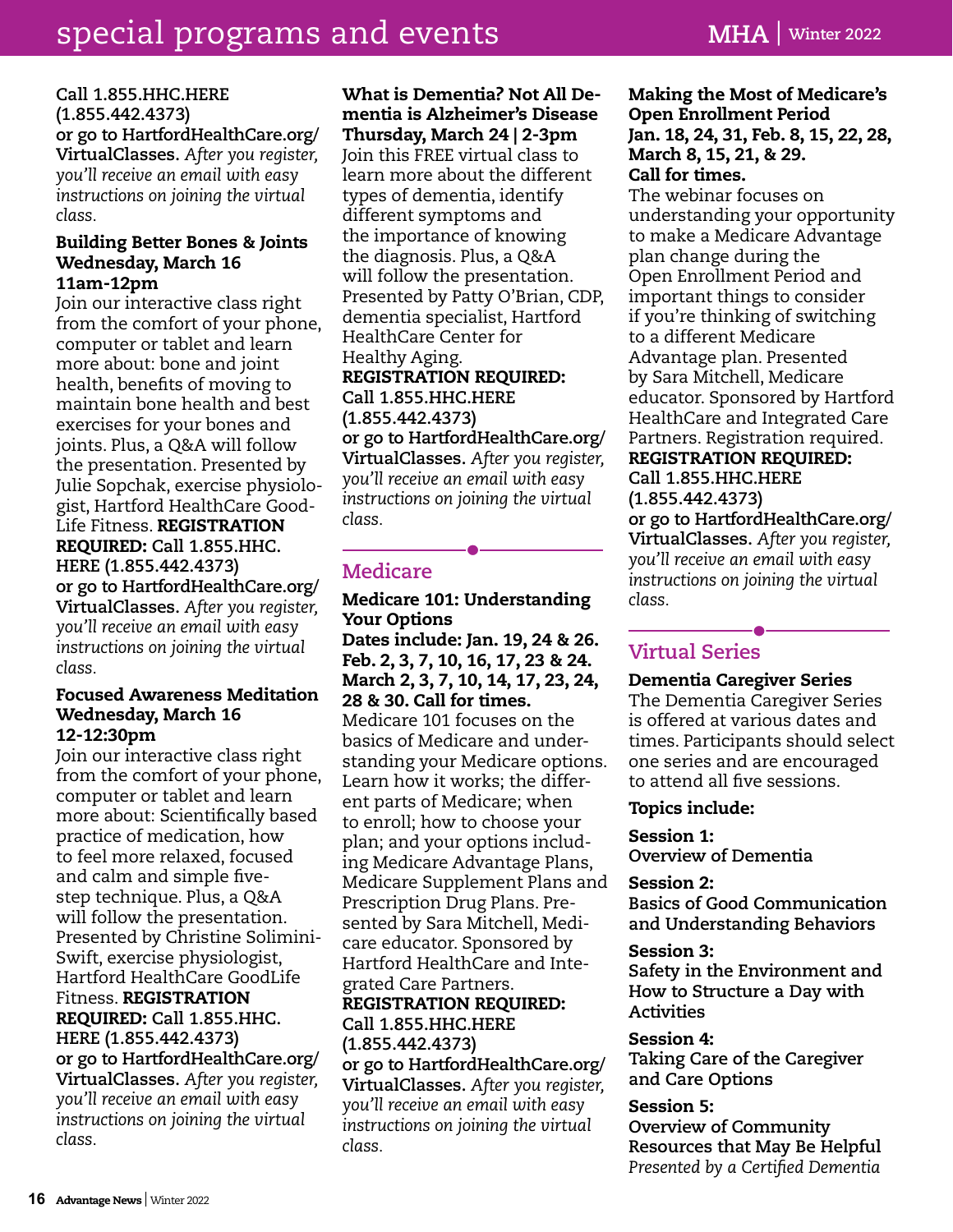**Call 1.855.HHC.HERE (1.855.442.4373) or go to HartfordHealthCare.org/VirtualClasses.** *After you register, you'll receive an email with easy instructions on joining the virtual class.*

**Building Better Bones & Joints**
**Wednesday, March 16**
**11am-12pm**

Join our interactive class right from the comfort of your phone, computer or tablet and learn more about: bone and joint health, benefits of moving to maintain bone health and best exercises for your bones and joints. Plus, a Q&A will follow the presentation. Presented by Julie Sopchak, exercise physiologist, Hartford HealthCare GoodLife Fitness. **REGISTRATION REQUIRED: Call 1.855.HHC.HERE (1.855.442.4373) or go to HartfordHealthCare.org/VirtualClasses.** *After you register, you'll receive an email with easy instructions on joining the virtual class.*

**Focused Awareness Meditation**
**Wednesday, March 16**
**12-12:30pm**

Join our interactive class right from the comfort of your phone, computer or tablet and learn more about: Scientifically based practice of medication, how to feel more relaxed, focused and calm and simple five-step technique. Plus, a Q&A will follow the presentation. Presented by Christine Solimini-Swift, exercise physiologist, Hartford HealthCare GoodLife Fitness. **REGISTRATION REQUIRED: Call 1.855.HHC.HERE (1.855.442.4373) or go to HartfordHealthCare.org/VirtualClasses.** *After you register, you'll receive an email with easy instructions on joining the virtual class.*

**What is Dementia? Not All Dementia is Alzheimer's Disease**
**Thursday, March 24 | 2-3pm**

Join this FREE virtual class to learn more about the different types of dementia, identify different symptoms and the importance of knowing the diagnosis. Plus, a Q&A will follow the presentation. Presented by Patty O'Brian, CDP, dementia specialist, Hartford HealthCare Center for Healthy Aging.
**REGISTRATION REQUIRED: Call 1.855.HHC.HERE (1.855.442.4373) or go to HartfordHealthCare.org/VirtualClasses.** *After you register, you'll receive an email with easy instructions on joining the virtual class.*

## Medicare

**Medicare 101: Understanding Your Options**
**Dates include: Jan. 19, 24 & 26. Feb. 2, 3, 7, 10, 16, 17, 23 & 24. March 2, 3, 7, 10, 14, 17, 23, 24, 28 & 30. Call for times.**

Medicare 101 focuses on the basics of Medicare and understanding your Medicare options. Learn how it works; the different parts of Medicare; when to enroll; how to choose your plan; and your options including Medicare Advantage Plans, Medicare Supplement Plans and Prescription Drug Plans. Presented by Sara Mitchell, Medicare educator. Sponsored by Hartford HealthCare and Integrated Care Partners.
**REGISTRATION REQUIRED: Call 1.855.HHC.HERE (1.855.442.4373) or go to HartfordHealthCare.org/VirtualClasses.** *After you register, you'll receive an email with easy instructions on joining the virtual class.*

**Making the Most of Medicare's Open Enrollment Period**
**Jan. 18, 24, 31, Feb. 8, 15, 22, 28, March 8, 15, 21, & 29.**
**Call for times.**

The webinar focuses on understanding your opportunity to make a Medicare Advantage plan change during the Open Enrollment Period and important things to consider if you're thinking of switching to a different Medicare Advantage plan. Presented by Sara Mitchell, Medicare educator. Sponsored by Hartford HealthCare and Integrated Care Partners. Registration required.
**REGISTRATION REQUIRED: Call 1.855.HHC.HERE (1.855.442.4373) or go to HartfordHealthCare.org/VirtualClasses.** *After you register, you'll receive an email with easy instructions on joining the virtual class.*

## Virtual Series

**Dementia Caregiver Series**

The Dementia Caregiver Series is offered at various dates and times. Participants should select one series and are encouraged to attend all five sessions.

**Topics include:**

**Session 1:**
**Overview of Dementia**

**Session 2:**
**Basics of Good Communication and Understanding Behaviors**

**Session 3:**
**Safety in the Environment and How to Structure a Day with Activities**

**Session 4:**
**Taking Care of the Caregiver and Care Options**

**Session 5:**
**Overview of Community Resources that May Be Helpful**

*Presented by a Certified Dementia*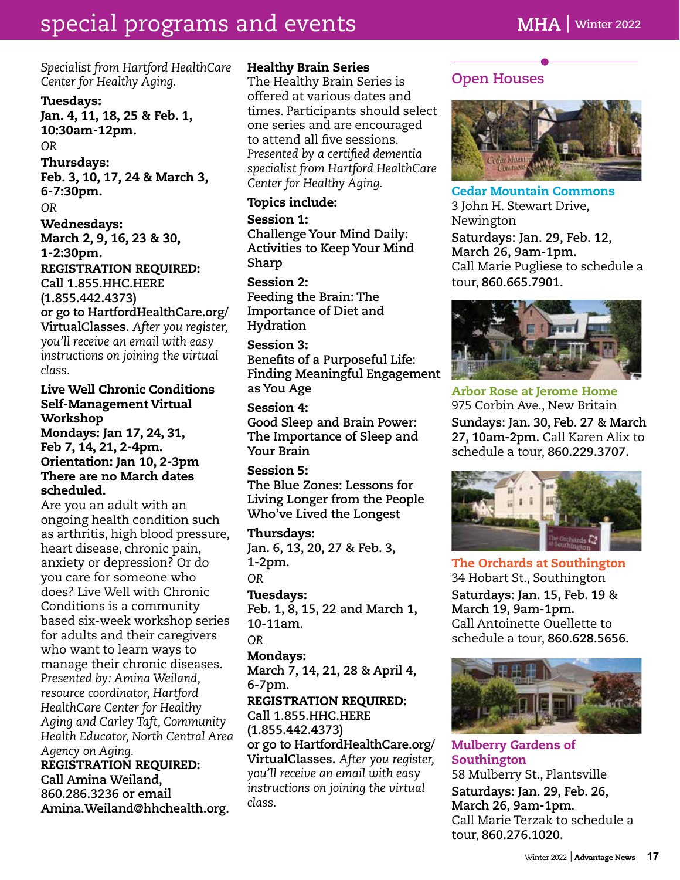*Specialist from Hartford HealthCare Center for Healthy Aging.*

**Tuesdays:**
**Jan. 4, 11, 18, 25 & Feb. 1, 10:30am-12pm.**

*OR*

**Thursdays:**
**Feb. 3, 10, 17, 24 & March 3, 6-7:30pm.**

*OR*

**Wednesdays:**
**March 2, 9, 16, 23 & 30, 1-2:30pm.**

**REGISTRATION REQUIRED:**
**Call 1.855.HHC.HERE (1.855.442.4373) or go to HartfordHealthCare.org/VirtualClasses.** *After you register, you'll receive an email with easy instructions on joining the virtual class.*

**Live Well Chronic Conditions Self-Management Virtual Workshop**
**Mondays: Jan 17, 24, 31, Feb 7, 14, 21, 2-4pm.**
**Orientation: Jan 10, 2-3pm**
**There are no March dates scheduled.**

Are you an adult with an ongoing health condition such as arthritis, high blood pressure, heart disease, chronic pain, anxiety or depression? Or do you care for someone who does? Live Well with Chronic Conditions is a community based six-week workshop series for adults and their caregivers who want to learn ways to manage their chronic diseases. *Presented by: Amina Weiland, resource coordinator, Hartford HealthCare Center for Healthy Aging and Carley Taft, Community Health Educator, North Central Area Agency on Aging.*

**REGISTRATION REQUIRED:**
**Call Amina Weiland, 860.286.3236 or email Amina.Weiland@hhchealth.org.**

**Healthy Brain Series**

The Healthy Brain Series is offered at various dates and times. Participants should select one series and are encouraged to attend all five sessions. *Presented by a certified dementia specialist from Hartford HealthCare Center for Healthy Aging.*

**Topics include:**

**Session 1:**
**Challenge Your Mind Daily: Activities to Keep Your Mind Sharp**

**Session 2:**
**Feeding the Brain: The Importance of Diet and Hydration**

**Session 3:**
**Benefits of a Purposeful Life: Finding Meaningful Engagement as You Age**

**Session 4:**
**Good Sleep and Brain Power: The Importance of Sleep and Your Brain**

**Session 5:**
**The Blue Zones: Lessons for Living Longer from the People Who've Lived the Longest**

**Thursdays:**
**Jan. 6, 13, 20, 27 & Feb. 3, 1-2pm.**

*OR*

**Tuesdays:**
**Feb. 1, 8, 15, 22 and March 1, 10-11am.**

*OR*

**Mondays:**
**March 7, 14, 21, 28 & April 4, 6-7pm.**

**REGISTRATION REQUIRED:**
**Call 1.855.HHC.HERE (1.855.442.4373) or go to HartfordHealthCare.org/VirtualClasses.** *After you register, you'll receive an email with easy instructions on joining the virtual class.*

## Open Houses

### Cedar Mountain Commons
3 John H. Stewart Drive, Newington
**Saturdays: Jan. 29, Feb. 12, March 26, 9am-1pm.**
Call Marie Pugliese to schedule a tour, **860.665.7901.**

### Arbor Rose at Jerome Home
975 Corbin Ave., New Britain
**Sundays: Jan. 30, Feb. 27 & March 27, 10am-2pm.** Call Karen Alix to schedule a tour, **860.229.3707.**

### The Orchards at Southington
34 Hobart St., Southington
**Saturdays: Jan. 15, Feb. 19 & March 19, 9am-1pm.**
Call Antoinette Ouellette to schedule a tour, **860.628.5656.**

### Mulberry Gardens of Southington
58 Mulberry St., Plantsville
**Saturdays: Jan. 29, Feb. 26, March 26, 9am-1pm.**
Call Marie Terzak to schedule a tour, **860.276.1020.**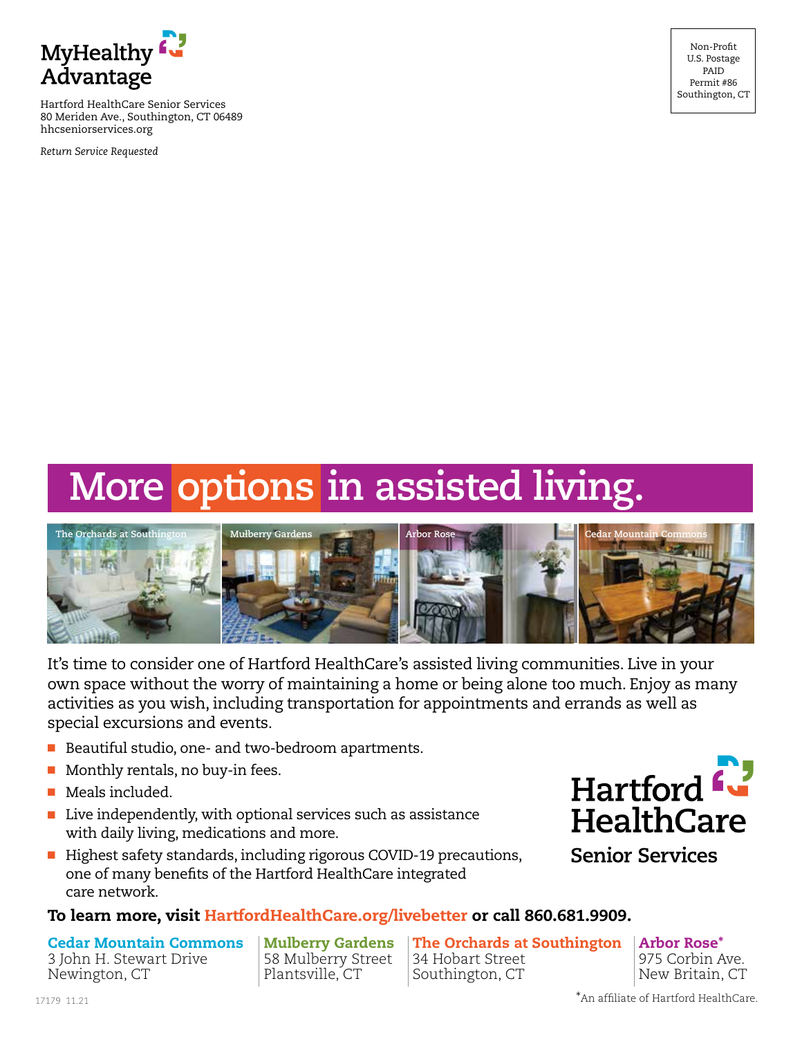MyHealthy Advantage

Hartford HealthCare Senior Services
80 Meriden Ave., Southington, CT 06489
hhcseniorservices.org

*Return Service Requested*

Non-Profit
U.S. Postage
PAID
Permit #86
Southington, CT

# More options in assisted living.

The Orchards at Southington

Mulberry Gardens

Arbor Rose

Cedar Mountain Commons

It's time to consider one of Hartford HealthCare's assisted living communities. Live in your own space without the worry of maintaining a home or being alone too much. Enjoy as many activities as you wish, including transportation for appointments and errands as well as special excursions and events.

- Beautiful studio, one- and two-bedroom apartments.
- Monthly rentals, no buy-in fees.
- Meals included.
- Live independently, with optional services such as assistance with daily living, medications and more.
- Highest safety standards, including rigorous COVID-19 precautions, one of many benefits of the Hartford HealthCare integrated care network.

Hartford HealthCare
Senior Services

**To learn more, visit HartfordHealthCare.org/livebetter or call 860.681.9909.**

**Cedar Mountain Commons**
3 John H. Stewart Drive
Newington, CT

**Mulberry Gardens**
58 Mulberry Street
Plantsville, CT

**The Orchards at Southington**
34 Hobart Street
Southington, CT

**Arbor Rose***
975 Corbin Ave.
New Britain, CT

*An affiliate of Hartford HealthCare.

17179 11.21